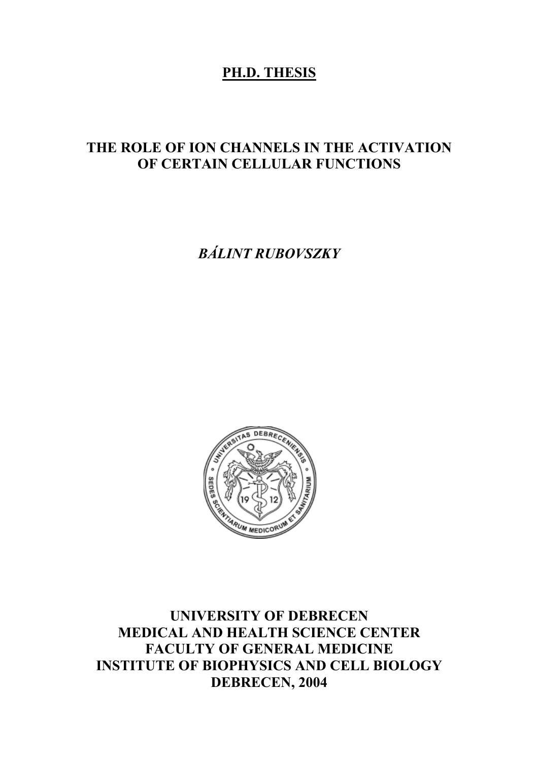**PH.D. THESIS**

# THE ROLE OF ION CHANNELS IN THE ACTIVATION OF CERTAIN CELLULAR FUNCTIONS

***BÁLINT RUBOVSZKY***

**UNIVERSITY OF DEBRECEN**
**MEDICAL AND HEALTH SCIENCE CENTER**
**FACULTY OF GENERAL MEDICINE**
**INSTITUTE OF BIOPHYSICS AND CELL BIOLOGY**
**DEBRECEN, 2004**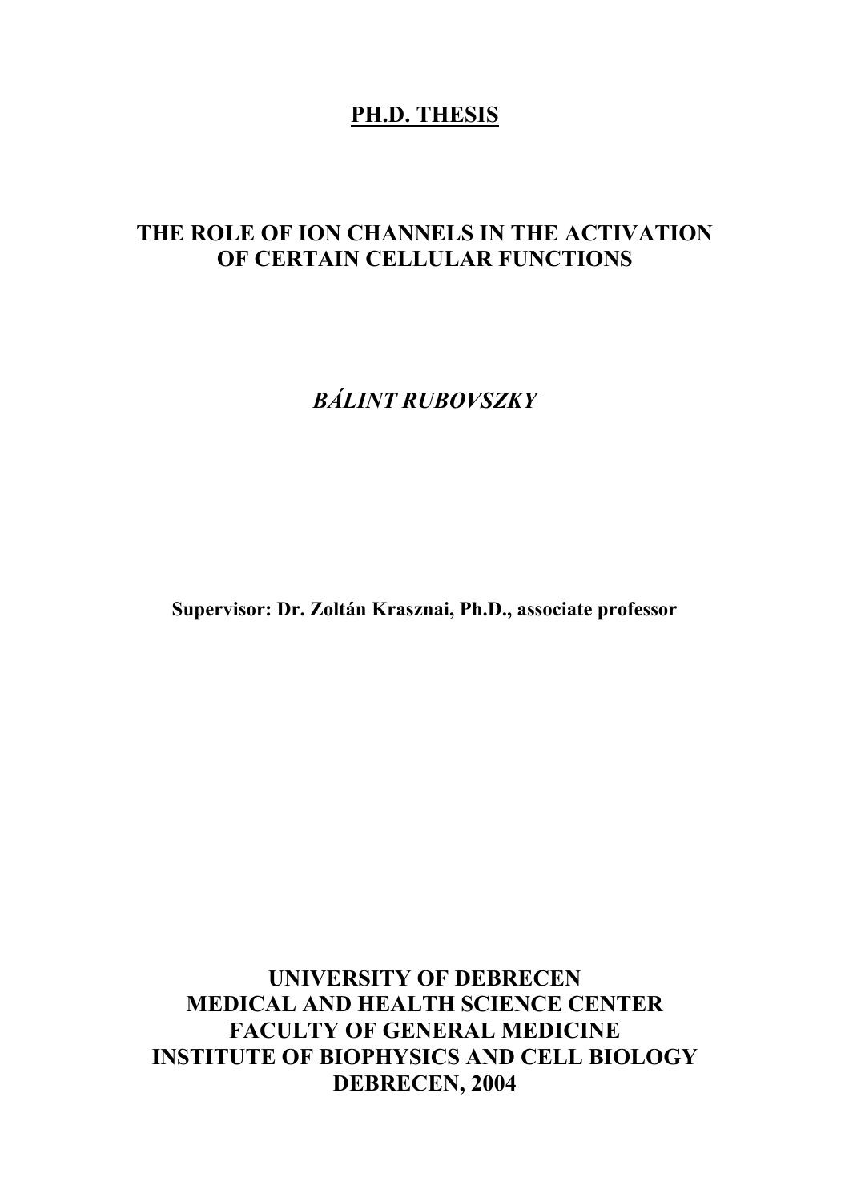**PH.D. THESIS**

# THE ROLE OF ION CHANNELS IN THE ACTIVATION OF CERTAIN CELLULAR FUNCTIONS

*BÁLINT RUBOVSZKY*

**Supervisor: Dr. Zoltán Krasznai, Ph.D., associate professor**

**UNIVERSITY OF DEBRECEN**
**MEDICAL AND HEALTH SCIENCE CENTER**
**FACULTY OF GENERAL MEDICINE**
**INSTITUTE OF BIOPHYSICS AND CELL BIOLOGY**
**DEBRECEN, 2004**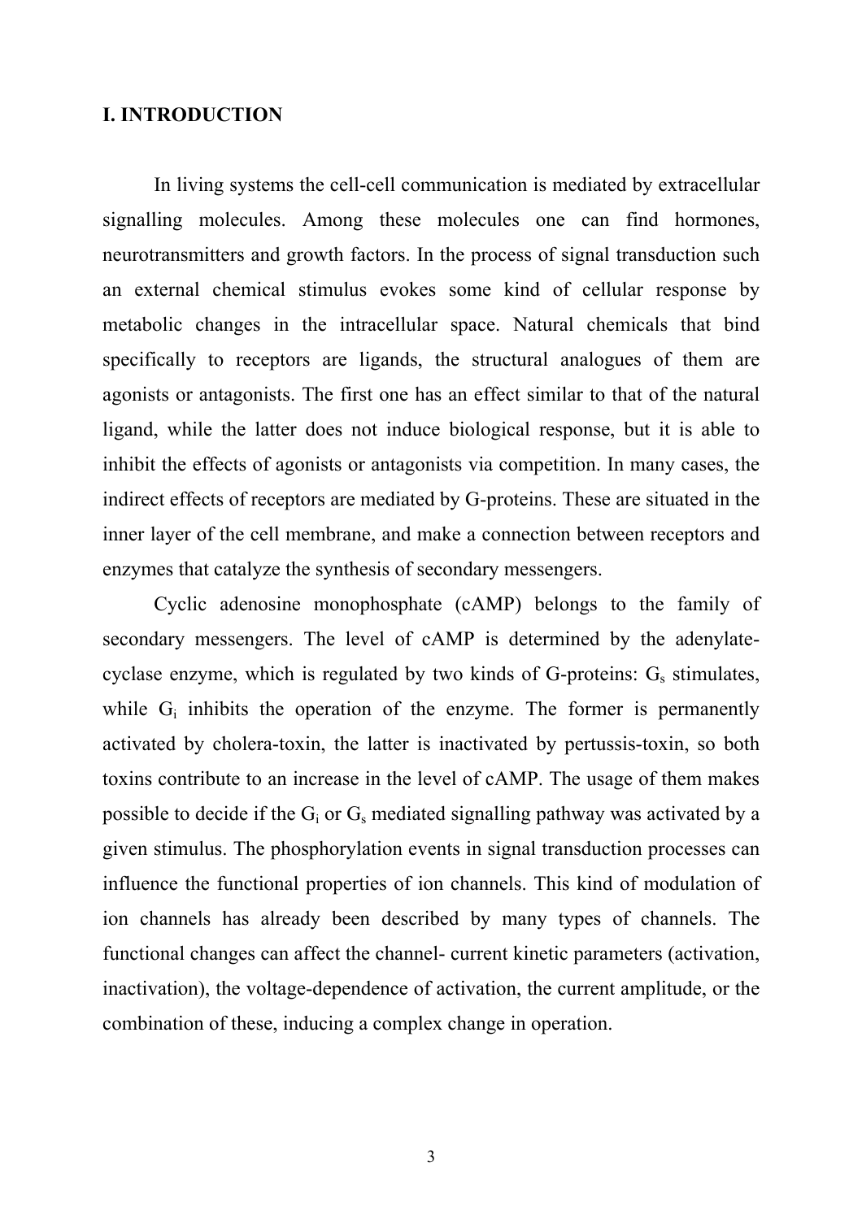# I. INTRODUCTION

In living systems the cell-cell communication is mediated by extracellular signalling molecules. Among these molecules one can find hormones, neurotransmitters and growth factors. In the process of signal transduction such an external chemical stimulus evokes some kind of cellular response by metabolic changes in the intracellular space. Natural chemicals that bind specifically to receptors are ligands, the structural analogues of them are agonists or antagonists. The first one has an effect similar to that of the natural ligand, while the latter does not induce biological response, but it is able to inhibit the effects of agonists or antagonists via competition. In many cases, the indirect effects of receptors are mediated by G-proteins. These are situated in the inner layer of the cell membrane, and make a connection between receptors and enzymes that catalyze the synthesis of secondary messengers.

Cyclic adenosine monophosphate (cAMP) belongs to the family of secondary messengers. The level of cAMP is determined by the adenylate-cyclase enzyme, which is regulated by two kinds of G-proteins: $G_s$ stimulates, while $G_i$ inhibits the operation of the enzyme. The former is permanently activated by cholera-toxin, the latter is inactivated by pertussis-toxin, so both toxins contribute to an increase in the level of cAMP. The usage of them makes possible to decide if the $G_i$ or $G_s$ mediated signalling pathway was activated by a given stimulus. The phosphorylation events in signal transduction processes can influence the functional properties of ion channels. This kind of modulation of ion channels has already been described by many types of channels. The functional changes can affect the channel- current kinetic parameters (activation, inactivation), the voltage-dependence of activation, the current amplitude, or the combination of these, inducing a complex change in operation.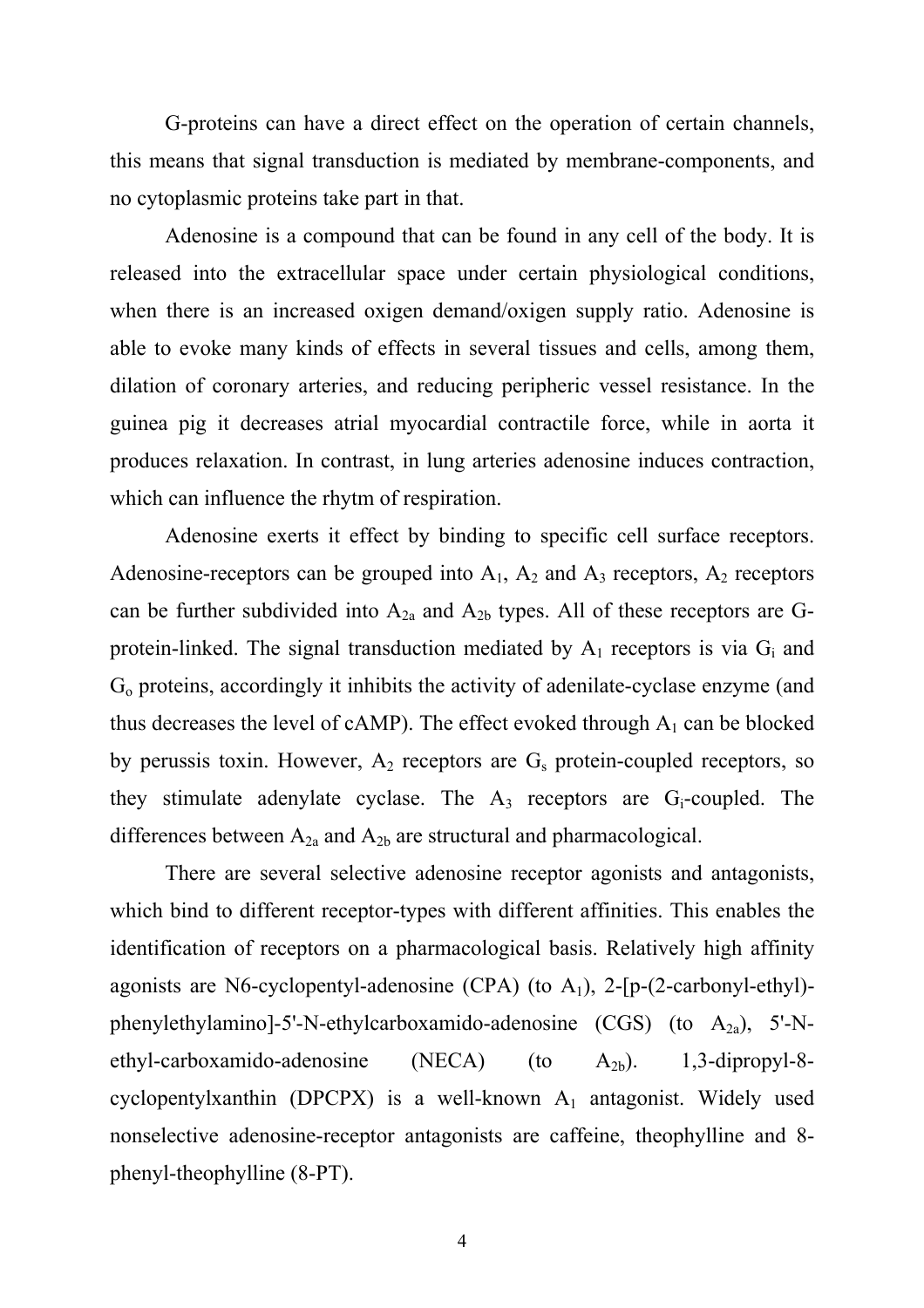G-proteins can have a direct effect on the operation of certain channels, this means that signal transduction is mediated by membrane-components, and no cytoplasmic proteins take part in that.

Adenosine is a compound that can be found in any cell of the body. It is released into the extracellular space under certain physiological conditions, when there is an increased oxigen demand/oxigen supply ratio. Adenosine is able to evoke many kinds of effects in several tissues and cells, among them, dilation of coronary arteries, and reducing peripheric vessel resistance. In the guinea pig it decreases atrial myocardial contractile force, while in aorta it produces relaxation. In contrast, in lung arteries adenosine induces contraction, which can influence the rhytm of respiration.

Adenosine exerts it effect by binding to specific cell surface receptors. Adenosine-receptors can be grouped into $A_1$, $A_2$ and $A_3$ receptors, $A_2$ receptors can be further subdivided into $A_{2a}$ and $A_{2b}$ types. All of these receptors are G-protein-linked. The signal transduction mediated by $A_1$ receptors is via $G_i$ and $G_o$ proteins, accordingly it inhibits the activity of adenilate-cyclase enzyme (and thus decreases the level of cAMP). The effect evoked through $A_1$ can be blocked by perussis toxin. However, $A_2$ receptors are $G_s$ protein-coupled receptors, so they stimulate adenylate cyclase. The $A_3$ receptors are $G_i$-coupled. The differences between $A_{2a}$ and $A_{2b}$ are structural and pharmacological.

There are several selective adenosine receptor agonists and antagonists, which bind to different receptor-types with different affinities. This enables the identification of receptors on a pharmacological basis. Relatively high affinity agonists are N6-cyclopentyl-adenosine (CPA) (to $A_1$), 2-[p-(2-carbonyl-ethyl)-phenylethylamino]-5'-N-ethylcarboxamido-adenosine (CGS) (to $A_{2a}$), 5'-N-ethyl-carboxamido-adenosine (NECA) (to $A_{2b}$). 1,3-dipropyl-8-cyclopentylxanthin (DPCPX) is a well-known $A_1$ antagonist. Widely used nonselective adenosine-receptor antagonists are caffeine, theophylline and 8-phenyl-theophylline (8-PT).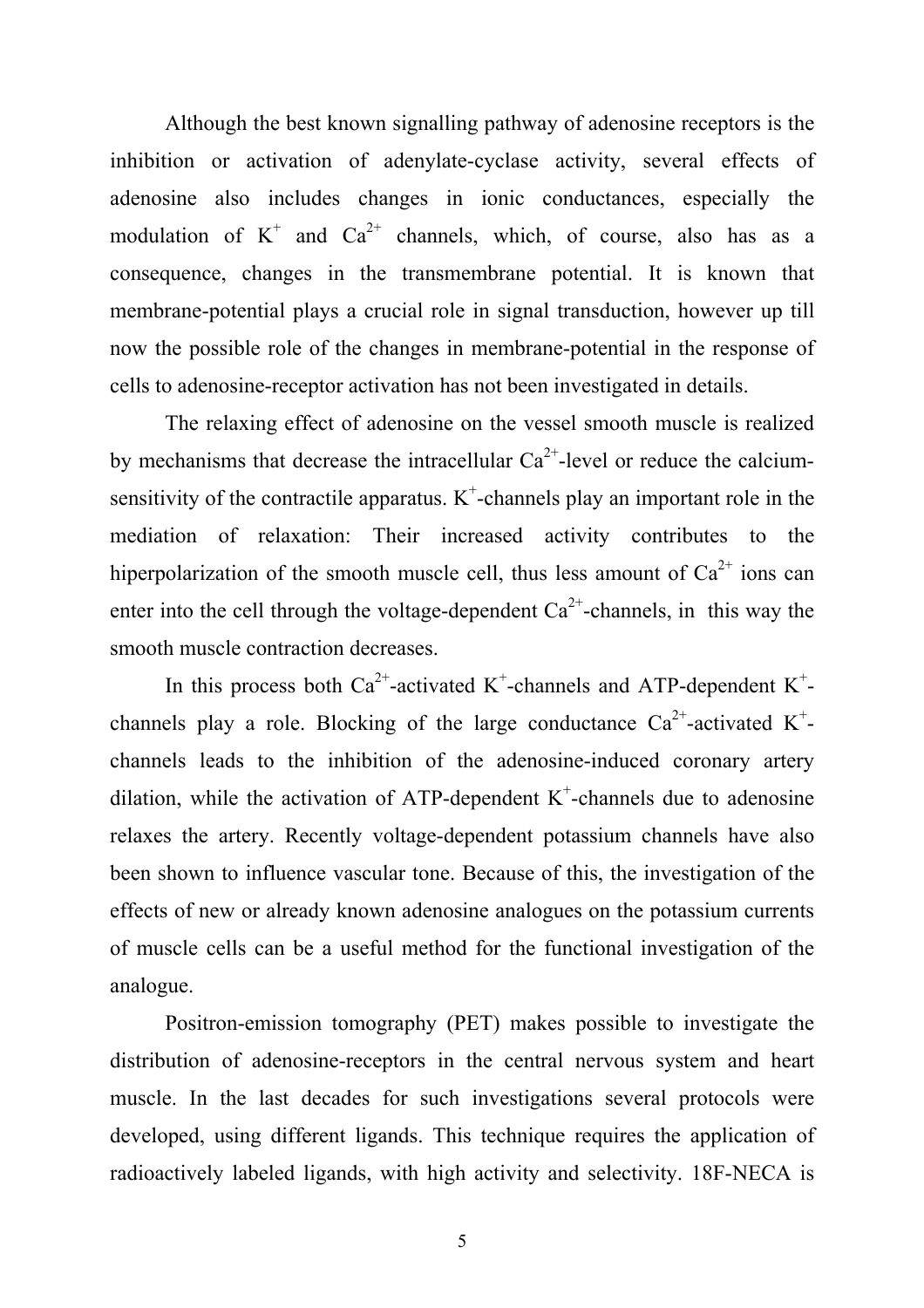Although the best known signalling pathway of adenosine receptors is the inhibition or activation of adenylate-cyclase activity, several effects of adenosine also includes changes in ionic conductances, especially the modulation of $K^+$ and $Ca^{2+}$ channels, which, of course, also has as a consequence, changes in the transmembrane potential. It is known that membrane-potential plays a crucial role in signal transduction, however up till now the possible role of the changes in membrane-potential in the response of cells to adenosine-receptor activation has not been investigated in details.

The relaxing effect of adenosine on the vessel smooth muscle is realized by mechanisms that decrease the intracellular $Ca^{2+}$-level or reduce the calcium-sensitivity of the contractile apparatus. $K^+$-channels play an important role in the mediation of relaxation: Their increased activity contributes to the hiperpolarization of the smooth muscle cell, thus less amount of $Ca^{2+}$ ions can enter into the cell through the voltage-dependent $Ca^{2+}$-channels, in this way the smooth muscle contraction decreases.

In this process both $Ca^{2+}$-activated $K^+$-channels and ATP-dependent $K^+$-channels play a role. Blocking of the large conductance $Ca^{2+}$-activated $K^+$-channels leads to the inhibition of the adenosine-induced coronary artery dilation, while the activation of ATP-dependent $K^+$-channels due to adenosine relaxes the artery. Recently voltage-dependent potassium channels have also been shown to influence vascular tone. Because of this, the investigation of the effects of new or already known adenosine analogues on the potassium currents of muscle cells can be a useful method for the functional investigation of the analogue.

Positron-emission tomography (PET) makes possible to investigate the distribution of adenosine-receptors in the central nervous system and heart muscle. In the last decades for such investigations several protocols were developed, using different ligands. This technique requires the application of radioactively labeled ligands, with high activity and selectivity. 18F-NECA is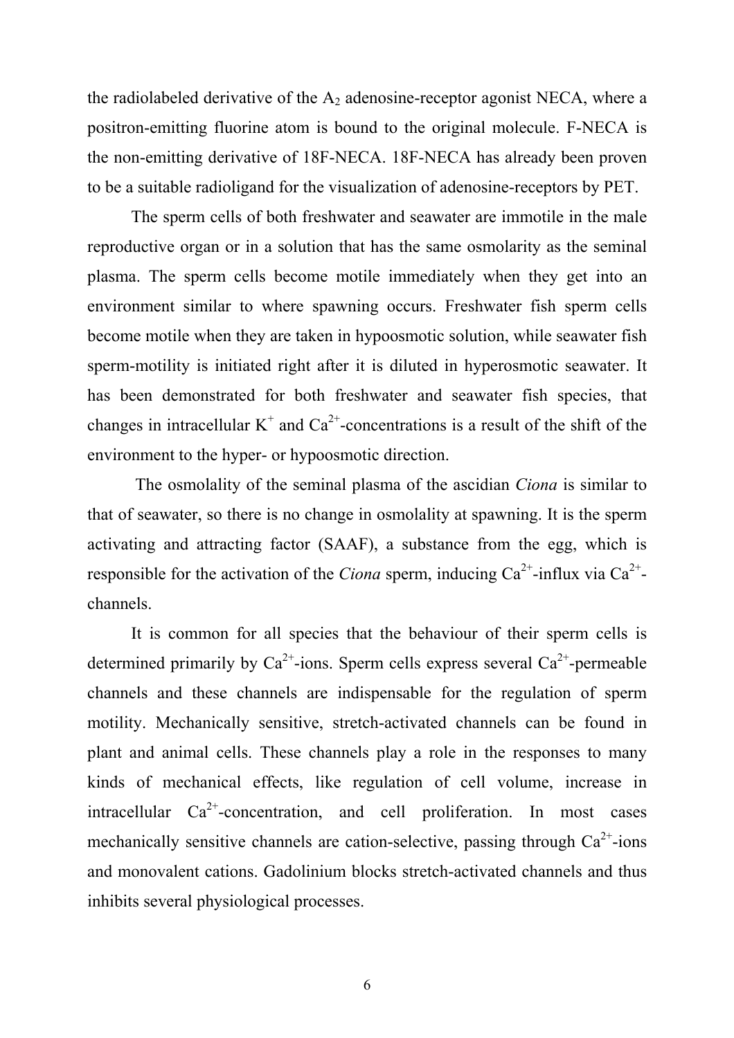the radiolabeled derivative of the $A_2$ adenosine-receptor agonist NECA, where a positron-emitting fluorine atom is bound to the original molecule. F-NECA is the non-emitting derivative of 18F-NECA. 18F-NECA has already been proven to be a suitable radioligand for the visualization of adenosine-receptors by PET.

The sperm cells of both freshwater and seawater are immotile in the male reproductive organ or in a solution that has the same osmolarity as the seminal plasma. The sperm cells become motile immediately when they get into an environment similar to where spawning occurs. Freshwater fish sperm cells become motile when they are taken in hypoosmotic solution, while seawater fish sperm-motility is initiated right after it is diluted in hyperosmotic seawater. It has been demonstrated for both freshwater and seawater fish species, that changes in intracellular $K^+$ and $Ca^{2+}$-concentrations is a result of the shift of the environment to the hyper- or hypoosmotic direction.

The osmolality of the seminal plasma of the ascidian *Ciona* is similar to that of seawater, so there is no change in osmolality at spawning. It is the sperm activating and attracting factor (SAAF), a substance from the egg, which is responsible for the activation of the *Ciona* sperm, inducing $Ca^{2+}$-influx via $Ca^{2+}$-channels.

It is common for all species that the behaviour of their sperm cells is determined primarily by $Ca^{2+}$-ions. Sperm cells express several $Ca^{2+}$-permeable channels and these channels are indispensable for the regulation of sperm motility. Mechanically sensitive, stretch-activated channels can be found in plant and animal cells. These channels play a role in the responses to many kinds of mechanical effects, like regulation of cell volume, increase in intracellular $Ca^{2+}$-concentration, and cell proliferation. In most cases mechanically sensitive channels are cation-selective, passing through $Ca^{2+}$-ions and monovalent cations. Gadolinium blocks stretch-activated channels and thus inhibits several physiological processes.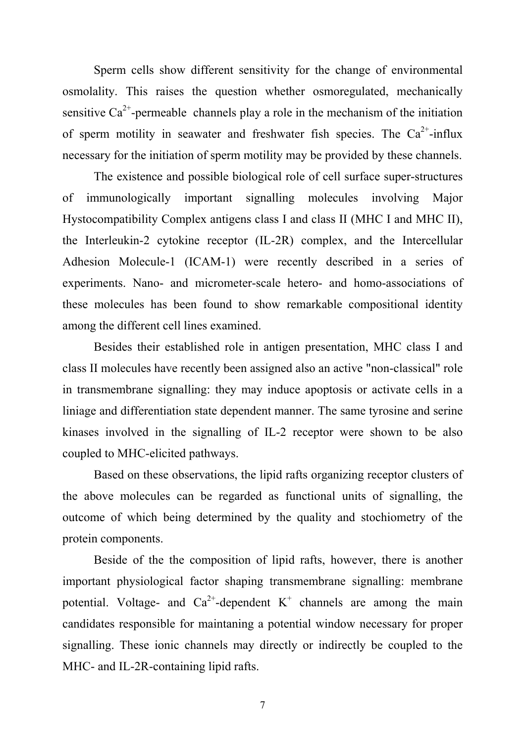Sperm cells show different sensitivity for the change of environmental osmolality. This raises the question whether osmoregulated, mechanically sensitive $Ca^{2+}$-permeable channels play a role in the mechanism of the initiation of sperm motility in seawater and freshwater fish species. The $Ca^{2+}$-influx necessary for the initiation of sperm motility may be provided by these channels.

The existence and possible biological role of cell surface super-structures of immunologically important signalling molecules involving Major Hystocompatibility Complex antigens class I and class II (MHC I and MHC II), the Interleukin-2 cytokine receptor (IL-2R) complex, and the Intercellular Adhesion Molecule-1 (ICAM-1) were recently described in a series of experiments. Nano- and micrometer-scale hetero- and homo-associations of these molecules has been found to show remarkable compositional identity among the different cell lines examined.

Besides their established role in antigen presentation, MHC class I and class II molecules have recently been assigned also an active "non-classical" role in transmembrane signalling: they may induce apoptosis or activate cells in a liniage and differentiation state dependent manner. The same tyrosine and serine kinases involved in the signalling of IL-2 receptor were shown to be also coupled to MHC-elicited pathways.

Based on these observations, the lipid rafts organizing receptor clusters of the above molecules can be regarded as functional units of signalling, the outcome of which being determined by the quality and stochiometry of the protein components.

Beside of the the composition of lipid rafts, however, there is another important physiological factor shaping transmembrane signalling: membrane potential. Voltage- and $Ca^{2+}$-dependent $K^{+}$ channels are among the main candidates responsible for maintaning a potential window necessary for proper signalling. These ionic channels may directly or indirectly be coupled to the MHC- and IL-2R-containing lipid rafts.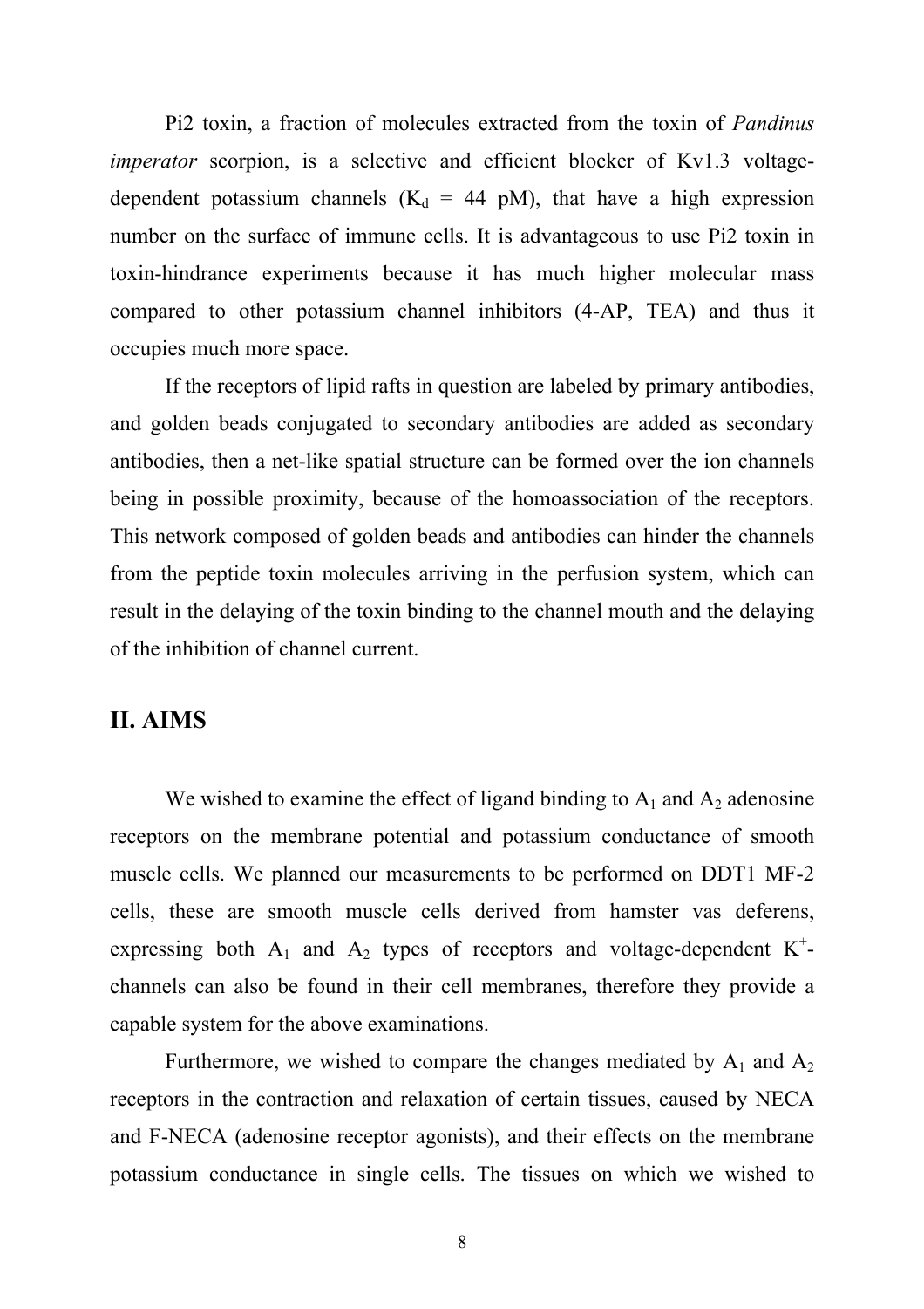Pi2 toxin, a fraction of molecules extracted from the toxin of *Pandinus imperator* scorpion, is a selective and efficient blocker of Kv1.3 voltage-dependent potassium channels ($K_d$ = 44 pM), that have a high expression number on the surface of immune cells. It is advantageous to use Pi2 toxin in toxin-hindrance experiments because it has much higher molecular mass compared to other potassium channel inhibitors (4-AP, TEA) and thus it occupies much more space.

If the receptors of lipid rafts in question are labeled by primary antibodies, and golden beads conjugated to secondary antibodies are added as secondary antibodies, then a net-like spatial structure can be formed over the ion channels being in possible proximity, because of the homoassociation of the receptors. This network composed of golden beads and antibodies can hinder the channels from the peptide toxin molecules arriving in the perfusion system, which can result in the delaying of the toxin binding to the channel mouth and the delaying of the inhibition of channel current.

## II. AIMS

We wished to examine the effect of ligand binding to $A_1$ and $A_2$ adenosine receptors on the membrane potential and potassium conductance of smooth muscle cells. We planned our measurements to be performed on DDT1 MF-2 cells, these are smooth muscle cells derived from hamster vas deferens, expressing both $A_1$ and $A_2$ types of receptors and voltage-dependent $K^+$-channels can also be found in their cell membranes, therefore they provide a capable system for the above examinations.

Furthermore, we wished to compare the changes mediated by $A_1$ and $A_2$ receptors in the contraction and relaxation of certain tissues, caused by NECA and F-NECA (adenosine receptor agonists), and their effects on the membrane potassium conductance in single cells. The tissues on which we wished to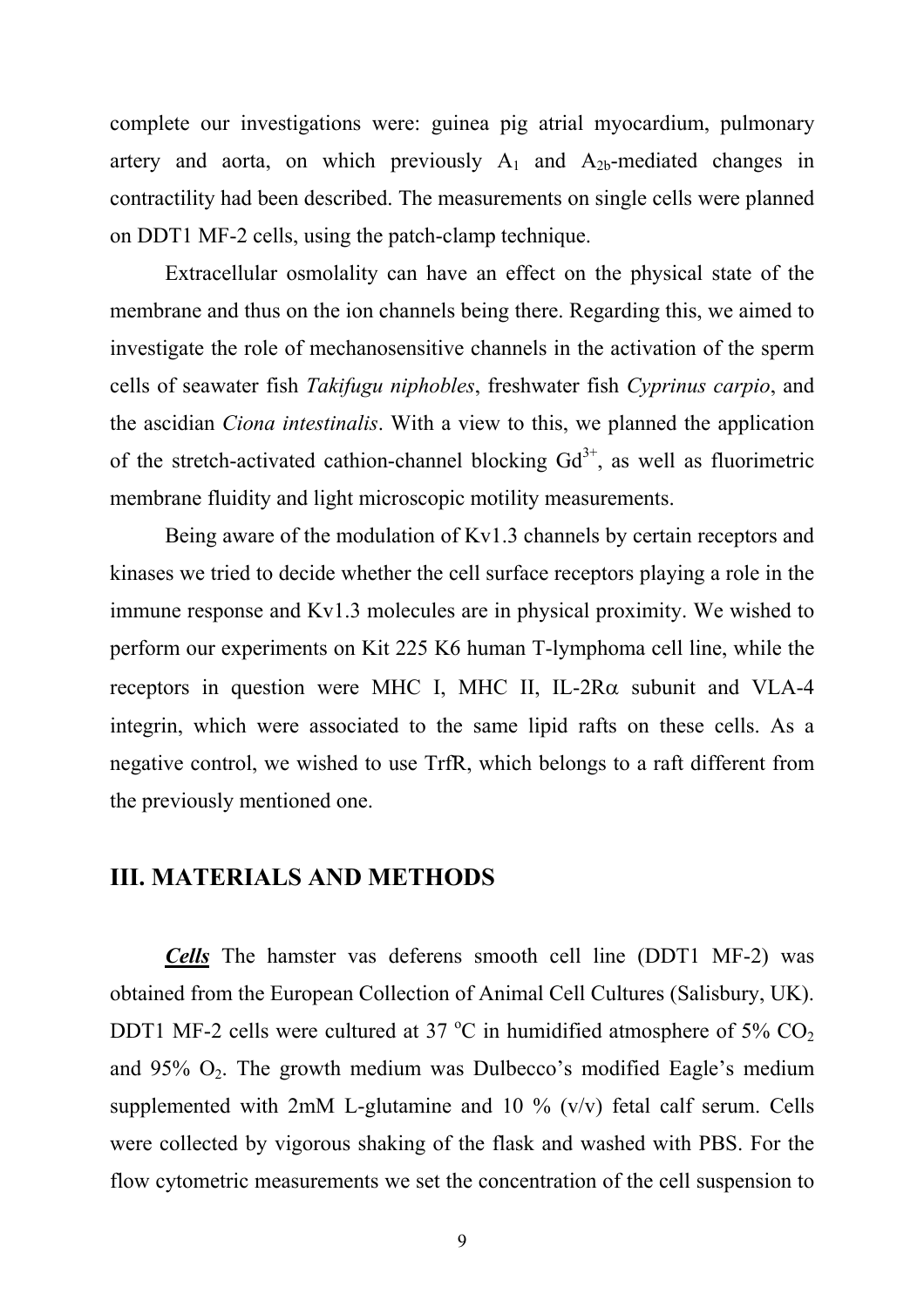complete our investigations were: guinea pig atrial myocardium, pulmonary artery and aorta, on which previously $A_1$ and $A_{2b}$-mediated changes in contractility had been described. The measurements on single cells were planned on DDT1 MF-2 cells, using the patch-clamp technique.

Extracellular osmolality can have an effect on the physical state of the membrane and thus on the ion channels being there. Regarding this, we aimed to investigate the role of mechanosensitive channels in the activation of the sperm cells of seawater fish *Takifugu niphobles*, freshwater fish *Cyprinus carpio*, and the ascidian *Ciona intestinalis*. With a view to this, we planned the application of the stretch-activated cathion-channel blocking $Gd^{3+}$, as well as fluorimetric membrane fluidity and light microscopic motility measurements.

Being aware of the modulation of Kv1.3 channels by certain receptors and kinases we tried to decide whether the cell surface receptors playing a role in the immune response and Kv1.3 molecules are in physical proximity. We wished to perform our experiments on Kit 225 K6 human T-lymphoma cell line, while the receptors in question were MHC I, MHC II, IL-2R$\alpha$ subunit and VLA-4 integrin, which were associated to the same lipid rafts on these cells. As a negative control, we wished to use TrfR, which belongs to a raft different from the previously mentioned one.

## III. MATERIALS AND METHODS

***Cells*** The hamster vas deferens smooth cell line (DDT1 MF-2) was obtained from the European Collection of Animal Cell Cultures (Salisbury, UK). DDT1 MF-2 cells were cultured at 37 °C in humidified atmosphere of 5% $CO_2$ and 95% $O_2$. The growth medium was Dulbecco's modified Eagle's medium supplemented with 2mM L-glutamine and 10 % (v/v) fetal calf serum. Cells were collected by vigorous shaking of the flask and washed with PBS. For the flow cytometric measurements we set the concentration of the cell suspension to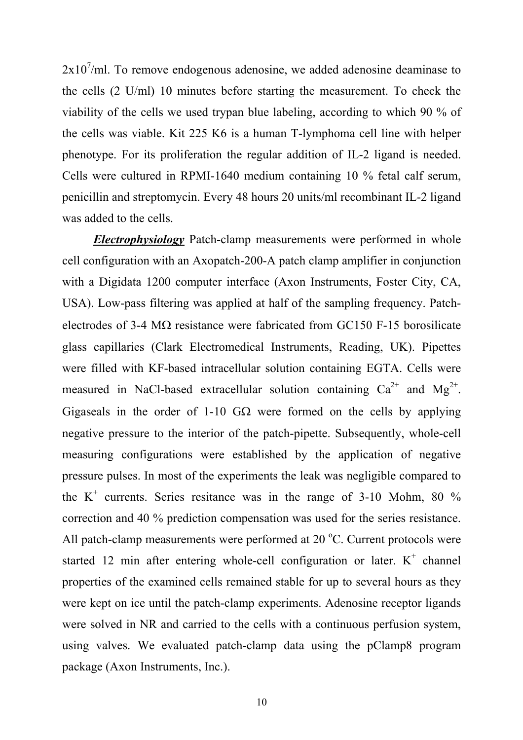$2x10^7$/ml. To remove endogenous adenosine, we added adenosine deaminase to the cells (2 U/ml) 10 minutes before starting the measurement. To check the viability of the cells we used trypan blue labeling, according to which 90 % of the cells was viable. Kit 225 K6 is a human T-lymphoma cell line with helper phenotype. For its proliferation the regular addition of IL-2 ligand is needed. Cells were cultured in RPMI-1640 medium containing 10 % fetal calf serum, penicillin and streptomycin. Every 48 hours 20 units/ml recombinant IL-2 ligand was added to the cells.

***Electrophysiology*** Patch-clamp measurements were performed in whole cell configuration with an Axopatch-200-A patch clamp amplifier in conjunction with a Digidata 1200 computer interface (Axon Instruments, Foster City, CA, USA). Low-pass filtering was applied at half of the sampling frequency. Patch-electrodes of 3-4 MΩ resistance were fabricated from GC150 F-15 borosilicate glass capillaries (Clark Electromedical Instruments, Reading, UK). Pipettes were filled with KF-based intracellular solution containing EGTA. Cells were measured in NaCl-based extracellular solution containing $Ca^{2+}$ and $Mg^{2+}$. Gigaseals in the order of 1-10 GΩ were formed on the cells by applying negative pressure to the interior of the patch-pipette. Subsequently, whole-cell measuring configurations were established by the application of negative pressure pulses. In most of the experiments the leak was negligible compared to the $K^+$ currents. Series resitance was in the range of 3-10 Mohm, 80 % correction and 40 % prediction compensation was used for the series resistance. All patch-clamp measurements were performed at 20 °C. Current protocols were started 12 min after entering whole-cell configuration or later. $K^+$ channel properties of the examined cells remained stable for up to several hours as they were kept on ice until the patch-clamp experiments. Adenosine receptor ligands were solved in NR and carried to the cells with a continuous perfusion system, using valves. We evaluated patch-clamp data using the pClamp8 program package (Axon Instruments, Inc.).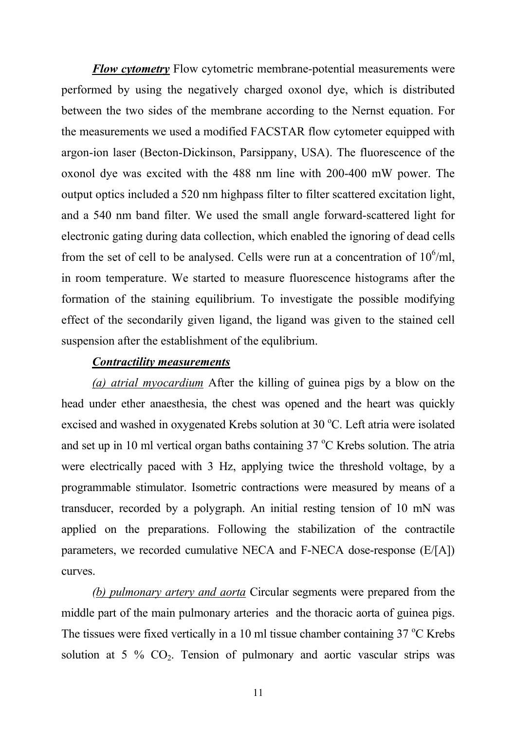***Flow cytometry*** Flow cytometric membrane-potential measurements were performed by using the negatively charged oxonol dye, which is distributed between the two sides of the membrane according to the Nernst equation. For the measurements we used a modified FACSTAR flow cytometer equipped with argon-ion laser (Becton-Dickinson, Parsippany, USA). The fluorescence of the oxonol dye was excited with the 488 nm line with 200-400 mW power. The output optics included a 520 nm highpass filter to filter scattered excitation light, and a 540 nm band filter. We used the small angle forward-scattered light for electronic gating during data collection, which enabled the ignoring of dead cells from the set of cell to be analysed. Cells were run at a concentration of $10^6$/ml, in room temperature. We started to measure fluorescence histograms after the formation of the staining equilibrium. To investigate the possible modifying effect of the secondarily given ligand, the ligand was given to the stained cell suspension after the establishment of the equlibrium.

***Contractility measurements***

*(a) atrial myocardium* After the killing of guinea pigs by a blow on the head under ether anaesthesia, the chest was opened and the heart was quickly excised and washed in oxygenated Krebs solution at 30 $^{o}$C. Left atria were isolated and set up in 10 ml vertical organ baths containing 37 $^{o}$C Krebs solution. The atria were electrically paced with 3 Hz, applying twice the threshold voltage, by a programmable stimulator. Isometric contractions were measured by means of a transducer, recorded by a polygraph. An initial resting tension of 10 mN was applied on the preparations. Following the stabilization of the contractile parameters, we recorded cumulative NECA and F-NECA dose-response (E/[A]) curves.

*(b) pulmonary artery and aorta* Circular segments were prepared from the middle part of the main pulmonary arteries and the thoracic aorta of guinea pigs. The tissues were fixed vertically in a 10 ml tissue chamber containing 37 $^{o}$C Krebs solution at 5 % $CO_2$. Tension of pulmonary and aortic vascular strips was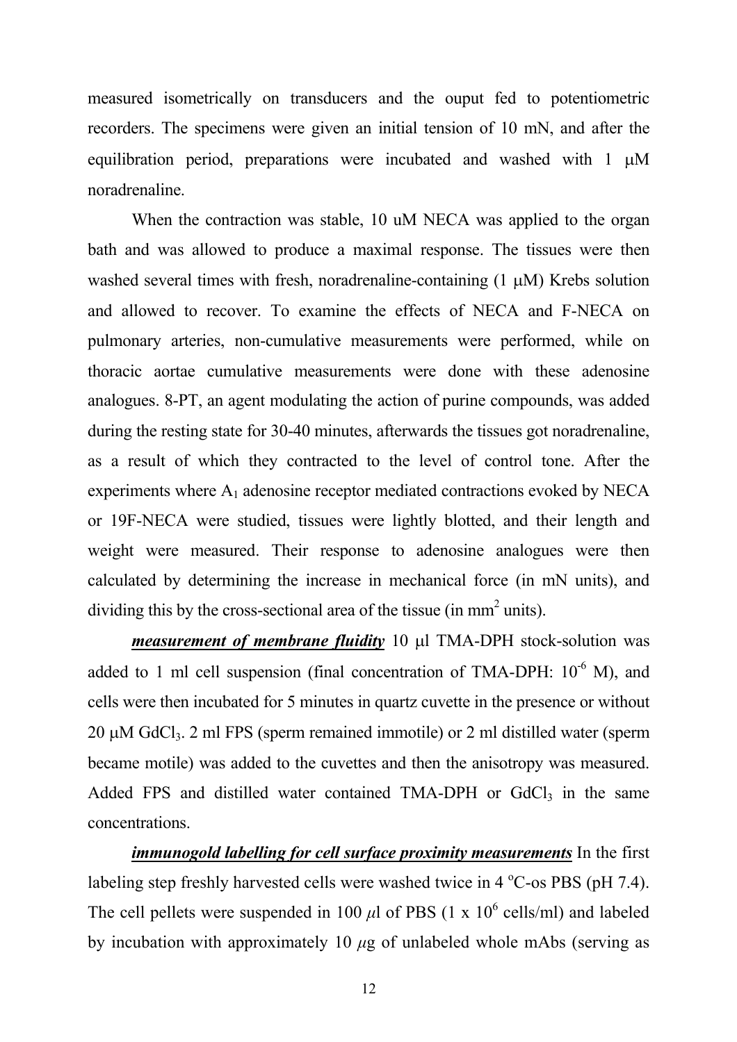measured isometrically on transducers and the ouput fed to potentiometric recorders. The specimens were given an initial tension of 10 mN, and after the equilibration period, preparations were incubated and washed with 1 μM noradrenaline.

When the contraction was stable, 10 uM NECA was applied to the organ bath and was allowed to produce a maximal response. The tissues were then washed several times with fresh, noradrenaline-containing (1 μM) Krebs solution and allowed to recover. To examine the effects of NECA and F-NECA on pulmonary arteries, non-cumulative measurements were performed, while on thoracic aortae cumulative measurements were done with these adenosine analogues. 8-PT, an agent modulating the action of purine compounds, was added during the resting state for 30-40 minutes, afterwards the tissues got noradrenaline, as a result of which they contracted to the level of control tone. After the experiments where $A_1$ adenosine receptor mediated contractions evoked by NECA or 19F-NECA were studied, tissues were lightly blotted, and their length and weight were measured. Their response to adenosine analogues were then calculated by determining the increase in mechanical force (in mN units), and dividing this by the cross-sectional area of the tissue (in $mm^2$ units).

***measurement of membrane fluidity*** 10 μl TMA-DPH stock-solution was added to 1 ml cell suspension (final concentration of TMA-DPH: $10^{-6}$ M), and cells were then incubated for 5 minutes in quartz cuvette in the presence or without 20 μM $GdCl_3$. 2 ml FPS (sperm remained immotile) or 2 ml distilled water (sperm became motile) was added to the cuvettes and then the anisotropy was measured. Added FPS and distilled water contained TMA-DPH or $GdCl_3$ in the same concentrations.

***immunogold labelling for cell surface proximity measurements*** In the first labeling step freshly harvested cells were washed twice in 4 °C-os PBS (pH 7.4). The cell pellets were suspended in 100 $\mu$l of PBS (1 x $10^6$ cells/ml) and labeled by incubation with approximately 10 $\mu$g of unlabeled whole mAbs (serving as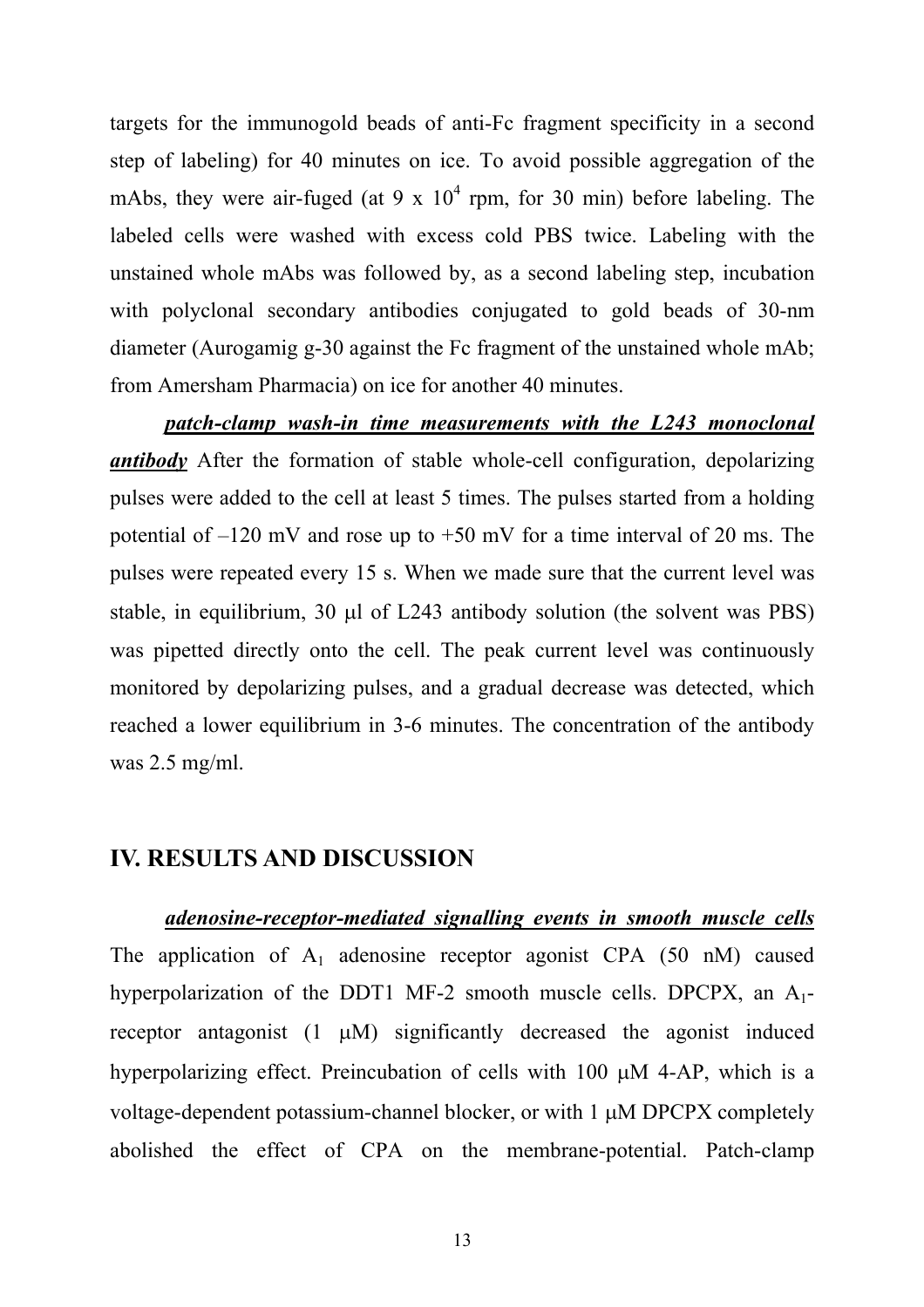targets for the immunogold beads of anti-Fc fragment specificity in a second step of labeling) for 40 minutes on ice. To avoid possible aggregation of the mAbs, they were air-fuged (at $9 \times 10^4$ rpm, for 30 min) before labeling. The labeled cells were washed with excess cold PBS twice. Labeling with the unstained whole mAbs was followed by, as a second labeling step, incubation with polyclonal secondary antibodies conjugated to gold beads of 30-nm diameter (Aurogamig g-30 against the Fc fragment of the unstained whole mAb; from Amersham Pharmacia) on ice for another 40 minutes.

***patch-clamp wash-in time measurements with the L243 monoclonal antibody*** After the formation of stable whole-cell configuration, depolarizing pulses were added to the cell at least 5 times. The pulses started from a holding potential of –120 mV and rose up to +50 mV for a time interval of 20 ms. The pulses were repeated every 15 s. When we made sure that the current level was stable, in equilibrium, 30 μl of L243 antibody solution (the solvent was PBS) was pipetted directly onto the cell. The peak current level was continuously monitored by depolarizing pulses, and a gradual decrease was detected, which reached a lower equilibrium in 3-6 minutes. The concentration of the antibody was 2.5 mg/ml.

# IV. RESULTS AND DISCUSSION

***adenosine-receptor-mediated signalling events in smooth muscle cells*** The application of $A_1$ adenosine receptor agonist CPA (50 nM) caused hyperpolarization of the DDT1 MF-2 smooth muscle cells. DPCPX, an $A_1$-receptor antagonist (1 μM) significantly decreased the agonist induced hyperpolarizing effect. Preincubation of cells with 100 μM 4-AP, which is a voltage-dependent potassium-channel blocker, or with 1 μM DPCPX completely abolished the effect of CPA on the membrane-potential. Patch-clamp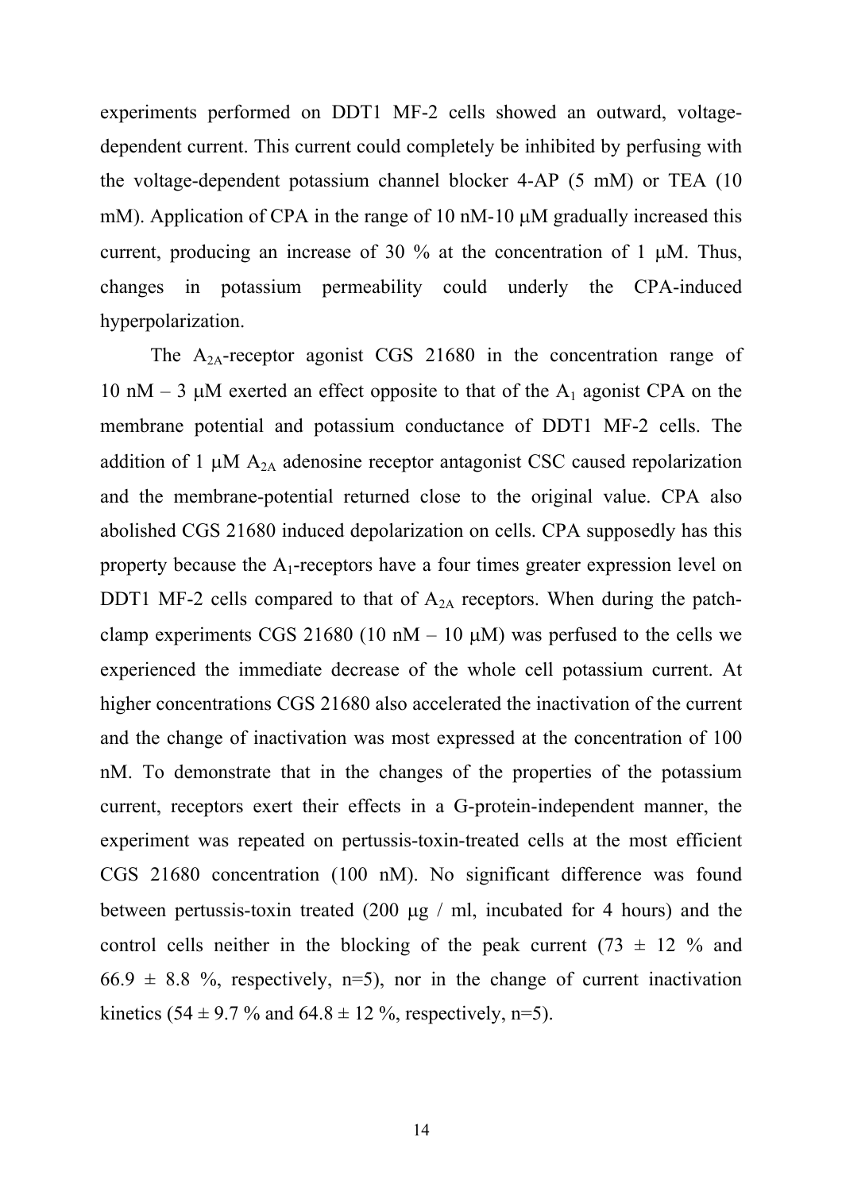experiments performed on DDT1 MF-2 cells showed an outward, voltage-dependent current. This current could completely be inhibited by perfusing with the voltage-dependent potassium channel blocker 4-AP (5 mM) or TEA (10 mM). Application of CPA in the range of 10 nM-10 μM gradually increased this current, producing an increase of 30 % at the concentration of 1 μM. Thus, changes in potassium permeability could underly the CPA-induced hyperpolarization.

The $A_{2A}$-receptor agonist CGS 21680 in the concentration range of 10 nM – 3 μM exerted an effect opposite to that of the $A_1$ agonist CPA on the membrane potential and potassium conductance of DDT1 MF-2 cells. The addition of 1 μM $A_{2A}$ adenosine receptor antagonist CSC caused repolarization and the membrane-potential returned close to the original value. CPA also abolished CGS 21680 induced depolarization on cells. CPA supposedly has this property because the $A_1$-receptors have a four times greater expression level on DDT1 MF-2 cells compared to that of $A_{2A}$ receptors. When during the patch-clamp experiments CGS 21680 (10 nM – 10 μM) was perfused to the cells we experienced the immediate decrease of the whole cell potassium current. At higher concentrations CGS 21680 also accelerated the inactivation of the current and the change of inactivation was most expressed at the concentration of 100 nM. To demonstrate that in the changes of the properties of the potassium current, receptors exert their effects in a G-protein-independent manner, the experiment was repeated on pertussis-toxin-treated cells at the most efficient CGS 21680 concentration (100 nM). No significant difference was found between pertussis-toxin treated (200 μg / ml, incubated for 4 hours) and the control cells neither in the blocking of the peak current (73 ± 12 % and 66.9 ± 8.8 %, respectively, n=5), nor in the change of current inactivation kinetics (54 ± 9.7 % and 64.8 ± 12 %, respectively, n=5).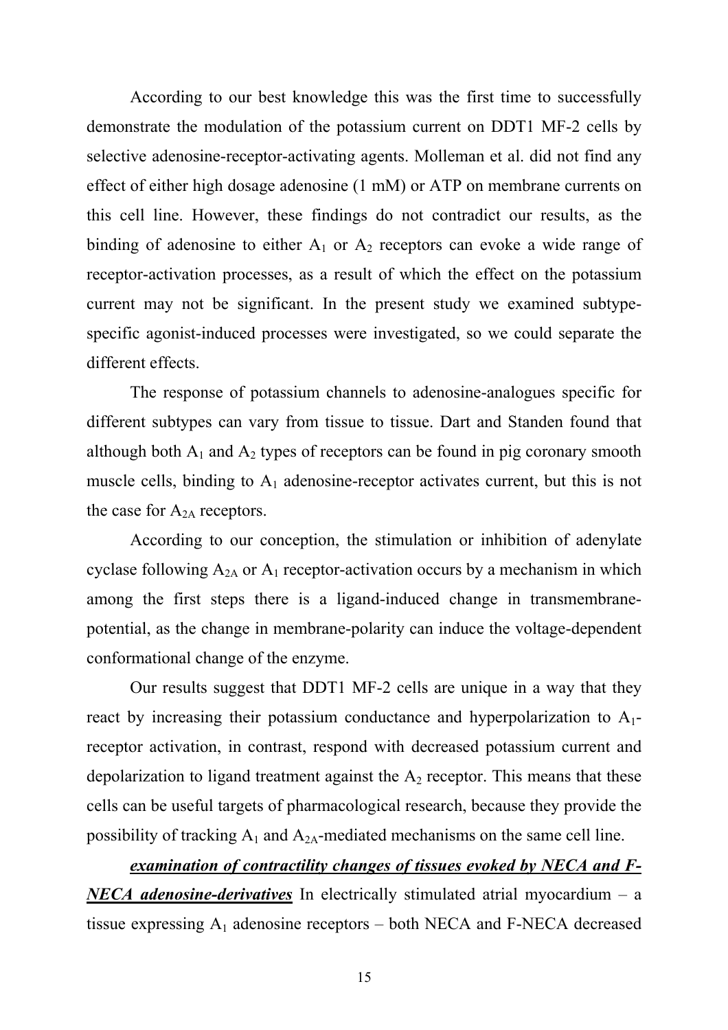According to our best knowledge this was the first time to successfully demonstrate the modulation of the potassium current on DDT1 MF-2 cells by selective adenosine-receptor-activating agents. Molleman et al. did not find any effect of either high dosage adenosine (1 mM) or ATP on membrane currents on this cell line. However, these findings do not contradict our results, as the binding of adenosine to either $A_1$ or $A_2$ receptors can evoke a wide range of receptor-activation processes, as a result of which the effect on the potassium current may not be significant. In the present study we examined subtype-specific agonist-induced processes were investigated, so we could separate the different effects.

The response of potassium channels to adenosine-analogues specific for different subtypes can vary from tissue to tissue. Dart and Standen found that although both $A_1$ and $A_2$ types of receptors can be found in pig coronary smooth muscle cells, binding to $A_1$ adenosine-receptor activates current, but this is not the case for $A_{2A}$ receptors.

According to our conception, the stimulation or inhibition of adenylate cyclase following $A_{2A}$ or $A_1$ receptor-activation occurs by a mechanism in which among the first steps there is a ligand-induced change in transmembrane-potential, as the change in membrane-polarity can induce the voltage-dependent conformational change of the enzyme.

Our results suggest that DDT1 MF-2 cells are unique in a way that they react by increasing their potassium conductance and hyperpolarization to $A_1$-receptor activation, in contrast, respond with decreased potassium current and depolarization to ligand treatment against the $A_2$ receptor. This means that these cells can be useful targets of pharmacological research, because they provide the possibility of tracking $A_1$ and $A_{2A}$-mediated mechanisms on the same cell line.

***examination of contractility changes of tissues evoked by NECA and F-NECA adenosine-derivatives*** In electrically stimulated atrial myocardium – a tissue expressing $A_1$ adenosine receptors – both NECA and F-NECA decreased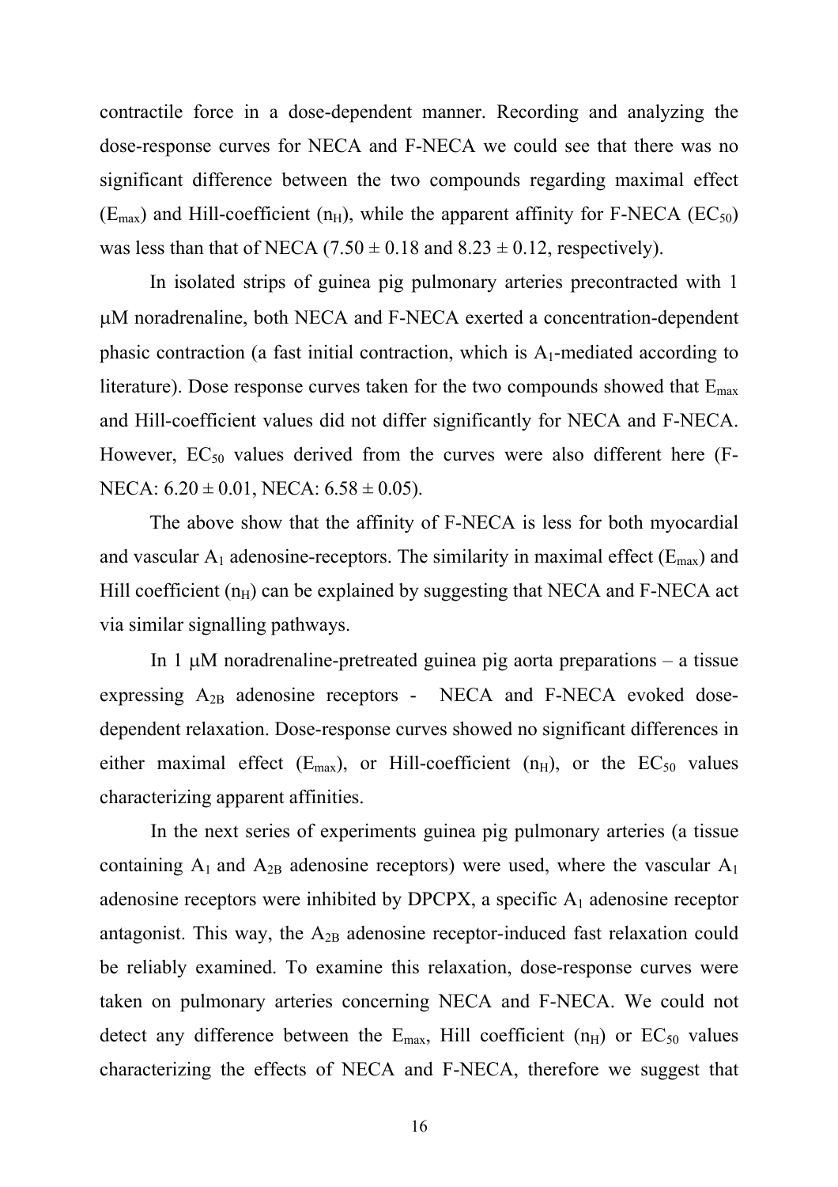contractile force in a dose-dependent manner. Recording and analyzing the dose-response curves for NECA and F-NECA we could see that there was no significant difference between the two compounds regarding maximal effect ($E_{max}$) and Hill-coefficient ($n_H$), while the apparent affinity for F-NECA ($EC_{50}$) was less than that of NECA ($7.50 \pm 0.18$ and $8.23 \pm 0.12$, respectively).

In isolated strips of guinea pig pulmonary arteries precontracted with 1 μM noradrenaline, both NECA and F-NECA exerted a concentration-dependent phasic contraction (a fast initial contraction, which is $A_1$-mediated according to literature). Dose response curves taken for the two compounds showed that $E_{max}$ and Hill-coefficient values did not differ significantly for NECA and F-NECA. However, $EC_{50}$ values derived from the curves were also different here (F-NECA: $6.20 \pm 0.01$, NECA: $6.58 \pm 0.05$).

The above show that the affinity of F-NECA is less for both myocardial and vascular $A_1$ adenosine-receptors. The similarity in maximal effect ($E_{max}$) and Hill coefficient ($n_H$) can be explained by suggesting that NECA and F-NECA act via similar signalling pathways.

In 1 μM noradrenaline-pretreated guinea pig aorta preparations – a tissue expressing $A_{2B}$ adenosine receptors - NECA and F-NECA evoked dose-dependent relaxation. Dose-response curves showed no significant differences in either maximal effect ($E_{max}$), or Hill-coefficient ($n_H$), or the $EC_{50}$ values characterizing apparent affinities.

In the next series of experiments guinea pig pulmonary arteries (a tissue containing $A_1$ and $A_{2B}$ adenosine receptors) were used, where the vascular $A_1$ adenosine receptors were inhibited by DPCPX, a specific $A_1$ adenosine receptor antagonist. This way, the $A_{2B}$ adenosine receptor-induced fast relaxation could be reliably examined. To examine this relaxation, dose-response curves were taken on pulmonary arteries concerning NECA and F-NECA. We could not detect any difference between the $E_{max}$, Hill coefficient ($n_H$) or $EC_{50}$ values characterizing the effects of NECA and F-NECA, therefore we suggest that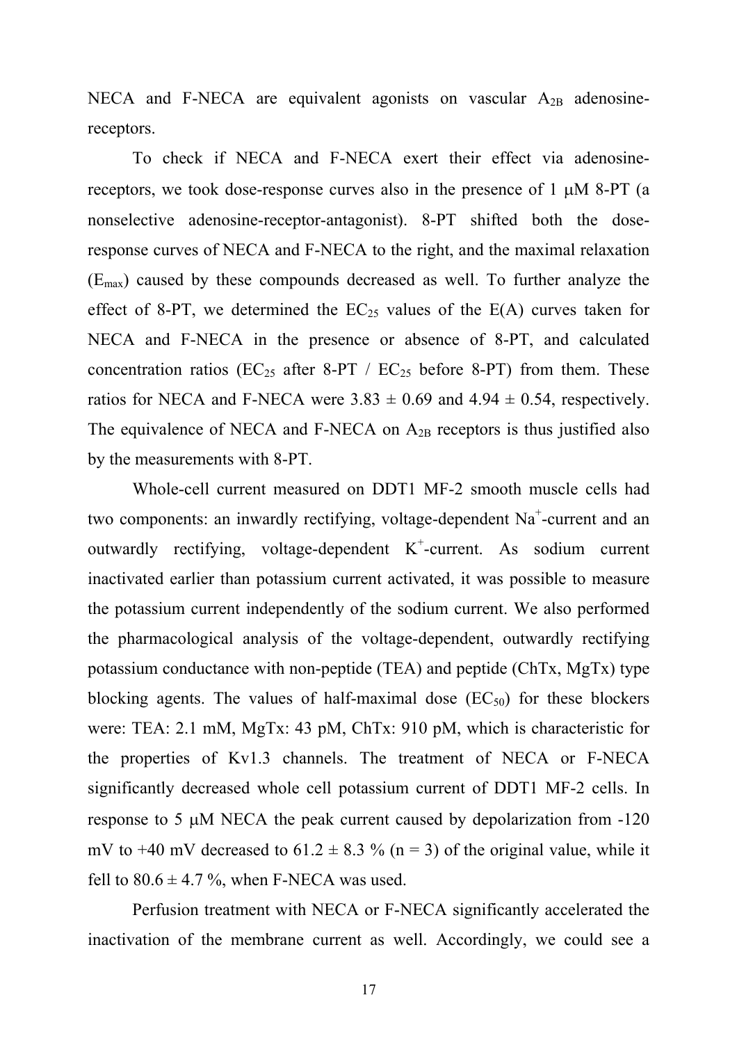NECA and F-NECA are equivalent agonists on vascular $A_{2B}$ adenosine-receptors.

To check if NECA and F-NECA exert their effect via adenosine-receptors, we took dose-response curves also in the presence of 1 μM 8-PT (a nonselective adenosine-receptor-antagonist). 8-PT shifted both the dose-response curves of NECA and F-NECA to the right, and the maximal relaxation ($E_{max}$) caused by these compounds decreased as well. To further analyze the effect of 8-PT, we determined the $EC_{25}$ values of the E(A) curves taken for NECA and F-NECA in the presence or absence of 8-PT, and calculated concentration ratios ($EC_{25}$ after 8-PT / $EC_{25}$ before 8-PT) from them. These ratios for NECA and F-NECA were $3.83 \pm 0.69$ and $4.94 \pm 0.54$, respectively. The equivalence of NECA and F-NECA on $A_{2B}$ receptors is thus justified also by the measurements with 8-PT.

Whole-cell current measured on DDT1 MF-2 smooth muscle cells had two components: an inwardly rectifying, voltage-dependent $Na^+$-current and an outwardly rectifying, voltage-dependent $K^+$-current. As sodium current inactivated earlier than potassium current activated, it was possible to measure the potassium current independently of the sodium current. We also performed the pharmacological analysis of the voltage-dependent, outwardly rectifying potassium conductance with non-peptide (TEA) and peptide (ChTx, MgTx) type blocking agents. The values of half-maximal dose ($EC_{50}$) for these blockers were: TEA: 2.1 mM, MgTx: 43 pM, ChTx: 910 pM, which is characteristic for the properties of Kv1.3 channels. The treatment of NECA or F-NECA significantly decreased whole cell potassium current of DDT1 MF-2 cells. In response to 5 μM NECA the peak current caused by depolarization from -120 mV to +40 mV decreased to $61.2 \pm 8.3$ % ($n = 3$) of the original value, while it fell to $80.6 \pm 4.7$ %, when F-NECA was used.

Perfusion treatment with NECA or F-NECA significantly accelerated the inactivation of the membrane current as well. Accordingly, we could see a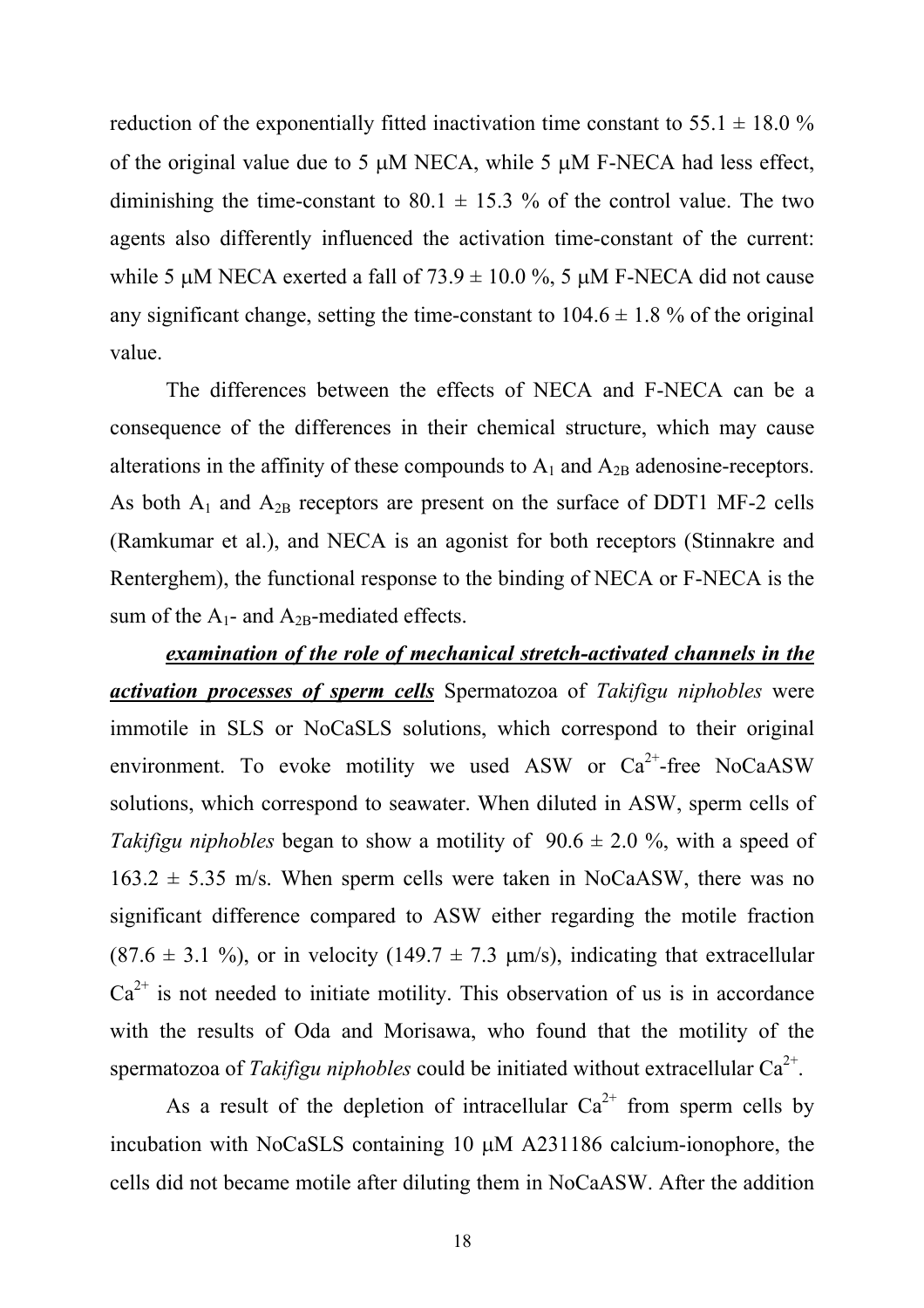reduction of the exponentially fitted inactivation time constant to 55.1 ± 18.0 % of the original value due to 5 μM NECA, while 5 μM F-NECA had less effect, diminishing the time-constant to 80.1 ± 15.3 % of the control value. The two agents also differently influenced the activation time-constant of the current: while 5 μM NECA exerted a fall of 73.9 ± 10.0 %, 5 μM F-NECA did not cause any significant change, setting the time-constant to 104.6 ± 1.8 % of the original value.

The differences between the effects of NECA and F-NECA can be a consequence of the differences in their chemical structure, which may cause alterations in the affinity of these compounds to $A_1$ and $A_{2B}$ adenosine-receptors. As both $A_1$ and $A_{2B}$ receptors are present on the surface of DDT1 MF-2 cells (Ramkumar et al.), and NECA is an agonist for both receptors (Stinnakre and Renterghem), the functional response to the binding of NECA or F-NECA is the sum of the $A_1$- and $A_{2B}$-mediated effects.

***examination of the role of mechanical stretch-activated channels in the activation processes of sperm cells*** Spermatozoa of *Takifigu niphobles* were immotile in SLS or NoCaSLS solutions, which correspond to their original environment. To evoke motility we used ASW or $Ca^{2+}$-free NoCaASW solutions, which correspond to seawater. When diluted in ASW, sperm cells of *Takifigu niphobles* began to show a motility of 90.6 ± 2.0 %, with a speed of 163.2 ± 5.35 m/s. When sperm cells were taken in NoCaASW, there was no significant difference compared to ASW either regarding the motile fraction (87.6 ± 3.1 %), or in velocity (149.7 ± 7.3 μm/s), indicating that extracellular $Ca^{2+}$ is not needed to initiate motility. This observation of us is in accordance with the results of Oda and Morisawa, who found that the motility of the spermatozoa of *Takifigu niphobles* could be initiated without extracellular $Ca^{2+}$.

As a result of the depletion of intracellular $Ca^{2+}$ from sperm cells by incubation with NoCaSLS containing 10 μM A231186 calcium-ionophore, the cells did not became motile after diluting them in NoCaASW. After the addition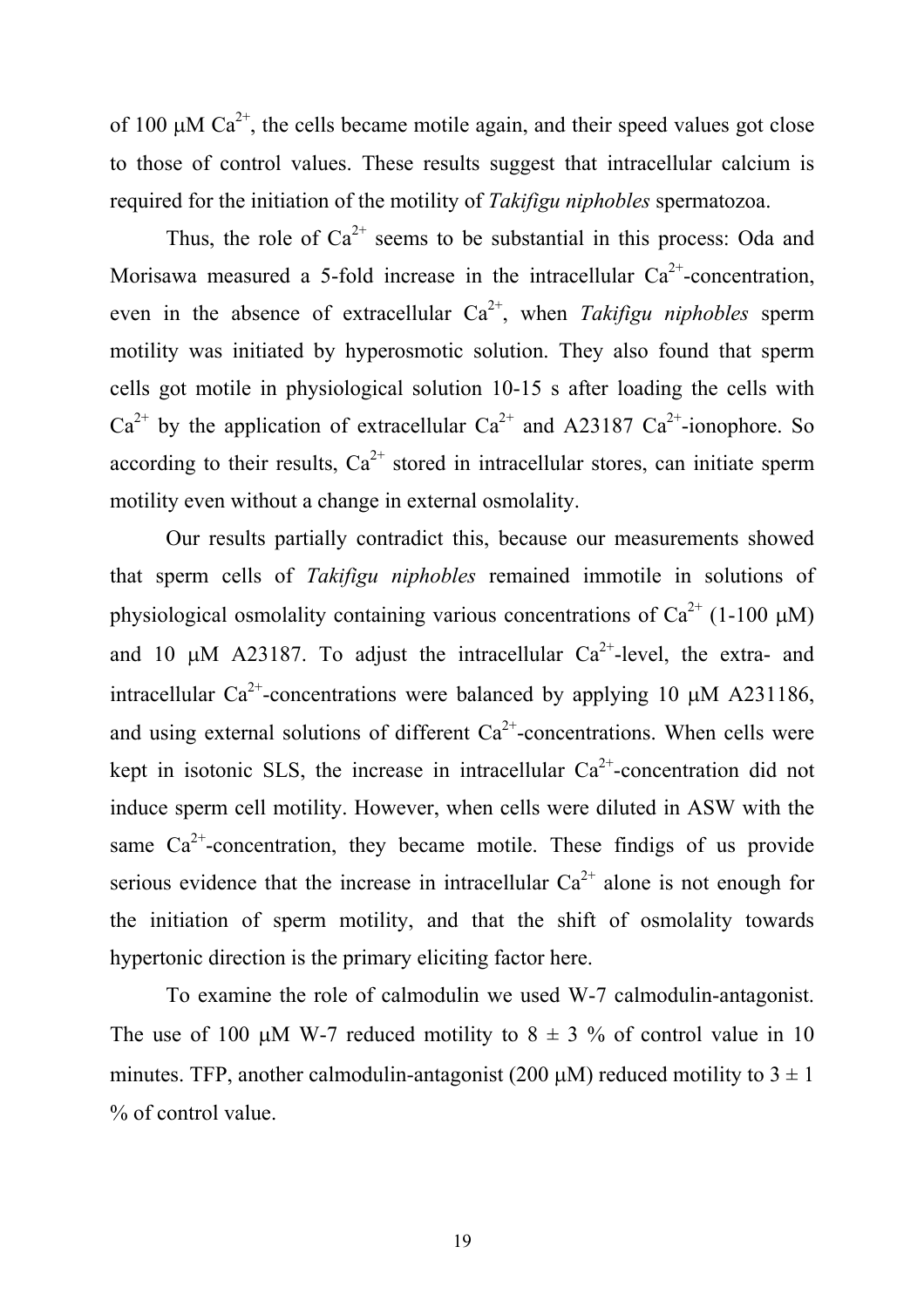of 100 μM $Ca^{2+}$, the cells became motile again, and their speed values got close to those of control values. These results suggest that intracellular calcium is required for the initiation of the motility of *Takifigu niphobles* spermatozoa.

Thus, the role of $Ca^{2+}$ seems to be substantial in this process: Oda and Morisawa measured a 5-fold increase in the intracellular $Ca^{2+}$-concentration, even in the absence of extracellular $Ca^{2+}$, when *Takifigu niphobles* sperm motility was initiated by hyperosmotic solution. They also found that sperm cells got motile in physiological solution 10-15 s after loading the cells with $Ca^{2+}$ by the application of extracellular $Ca^{2+}$ and A23187 $Ca^{2+}$-ionophore. So according to their results, $Ca^{2+}$ stored in intracellular stores, can initiate sperm motility even without a change in external osmolality.

Our results partially contradict this, because our measurements showed that sperm cells of *Takifigu niphobles* remained immotile in solutions of physiological osmolality containing various concentrations of $Ca^{2+}$ (1-100 μM) and 10 μM A23187. To adjust the intracellular $Ca^{2+}$-level, the extra- and intracellular $Ca^{2+}$-concentrations were balanced by applying 10 μM A231186, and using external solutions of different $Ca^{2+}$-concentrations. When cells were kept in isotonic SLS, the increase in intracellular $Ca^{2+}$-concentration did not induce sperm cell motility. However, when cells were diluted in ASW with the same $Ca^{2+}$-concentration, they became motile. These findigs of us provide serious evidence that the increase in intracellular $Ca^{2+}$ alone is not enough for the initiation of sperm motility, and that the shift of osmolality towards hypertonic direction is the primary eliciting factor here.

To examine the role of calmodulin we used W-7 calmodulin-antagonist. The use of 100 μM W-7 reduced motility to 8 ± 3 % of control value in 10 minutes. TFP, another calmodulin-antagonist (200 μM) reduced motility to 3 ± 1 % of control value.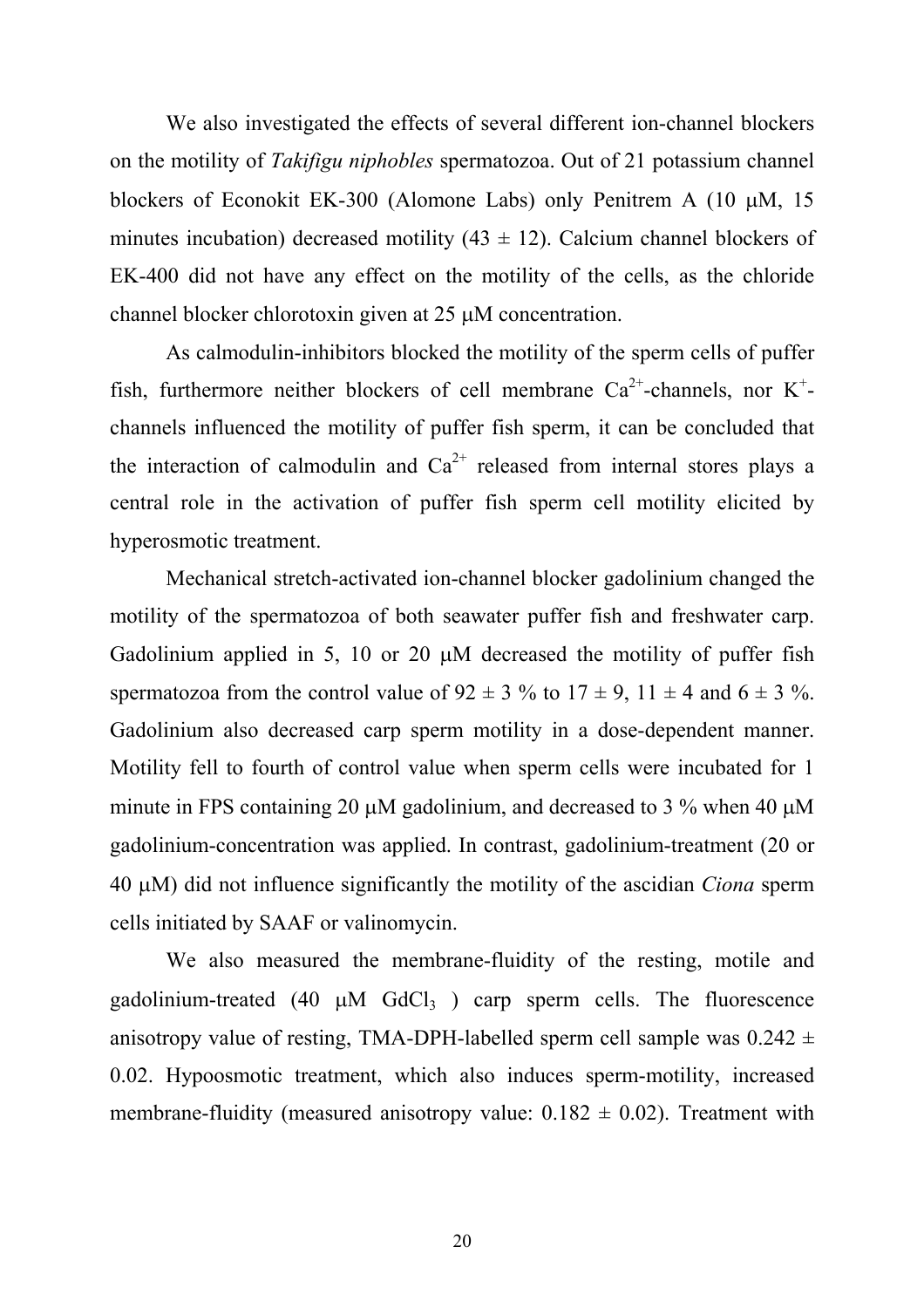We also investigated the effects of several different ion-channel blockers on the motility of *Takifigu niphobles* spermatozoa. Out of 21 potassium channel blockers of Econokit EK-300 (Alomone Labs) only Penitrem A (10 μM, 15 minutes incubation) decreased motility (43 ± 12). Calcium channel blockers of EK-400 did not have any effect on the motility of the cells, as the chloride channel blocker chlorotoxin given at 25 μM concentration.

As calmodulin-inhibitors blocked the motility of the sperm cells of puffer fish, furthermore neither blockers of cell membrane $Ca^{2+}$-channels, nor $K^{+}$-channels influenced the motility of puffer fish sperm, it can be concluded that the interaction of calmodulin and $Ca^{2+}$ released from internal stores plays a central role in the activation of puffer fish sperm cell motility elicited by hyperosmotic treatment.

Mechanical stretch-activated ion-channel blocker gadolinium changed the motility of the spermatozoa of both seawater puffer fish and freshwater carp. Gadolinium applied in 5, 10 or 20 μM decreased the motility of puffer fish spermatozoa from the control value of 92 ± 3 % to 17 ± 9, 11 ± 4 and 6 ± 3 %. Gadolinium also decreased carp sperm motility in a dose-dependent manner. Motility fell to fourth of control value when sperm cells were incubated for 1 minute in FPS containing 20 μM gadolinium, and decreased to 3 % when 40 μM gadolinium-concentration was applied. In contrast, gadolinium-treatment (20 or 40 μM) did not influence significantly the motility of the ascidian *Ciona* sperm cells initiated by SAAF or valinomycin.

We also measured the membrane-fluidity of the resting, motile and gadolinium-treated (40 μM $GdCl_3$ ) carp sperm cells. The fluorescence anisotropy value of resting, TMA-DPH-labelled sperm cell sample was 0.242 ± 0.02. Hypoosmotic treatment, which also induces sperm-motility, increased membrane-fluidity (measured anisotropy value: 0.182 ± 0.02). Treatment with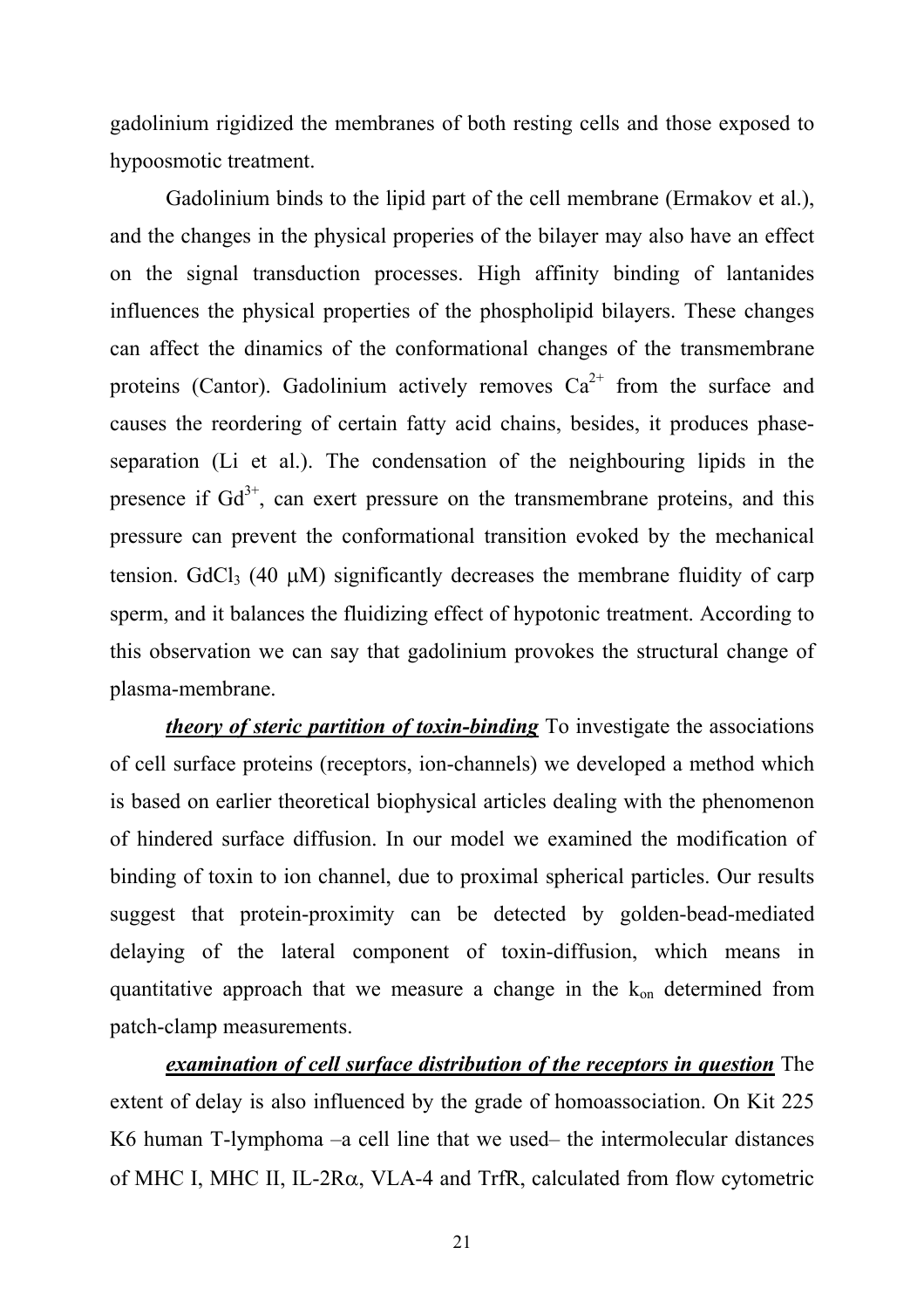gadolinium rigidized the membranes of both resting cells and those exposed to hypoosmotic treatment.

Gadolinium binds to the lipid part of the cell membrane (Ermakov et al.), and the changes in the physical properies of the bilayer may also have an effect on the signal transduction processes. High affinity binding of lantanides influences the physical properties of the phospholipid bilayers. These changes can affect the dinamics of the conformational changes of the transmembrane proteins (Cantor). Gadolinium actively removes $Ca^{2+}$ from the surface and causes the reordering of certain fatty acid chains, besides, it produces phase-separation (Li et al.). The condensation of the neighbouring lipids in the presence if $Gd^{3+}$, can exert pressure on the transmembrane proteins, and this pressure can prevent the conformational transition evoked by the mechanical tension. $GdCl_3$ (40 μM) significantly decreases the membrane fluidity of carp sperm, and it balances the fluidizing effect of hypotonic treatment. According to this observation we can say that gadolinium provokes the structural change of plasma-membrane.

***theory of steric partition of toxin-binding*** To investigate the associations of cell surface proteins (receptors, ion-channels) we developed a method which is based on earlier theoretical biophysical articles dealing with the phenomenon of hindered surface diffusion. In our model we examined the modification of binding of toxin to ion channel, due to proximal spherical particles. Our results suggest that protein-proximity can be detected by golden-bead-mediated delaying of the lateral component of toxin-diffusion, which means in quantitative approach that we measure a change in the $k_{on}$ determined from patch-clamp measurements.

***examination of cell surface distribution of the receptors in question*** The extent of delay is also influenced by the grade of homoassociation. On Kit 225 K6 human T-lymphoma –a cell line that we used– the intermolecular distances of MHC I, MHC II, IL-2Rα, VLA-4 and TrfR, calculated from flow cytometric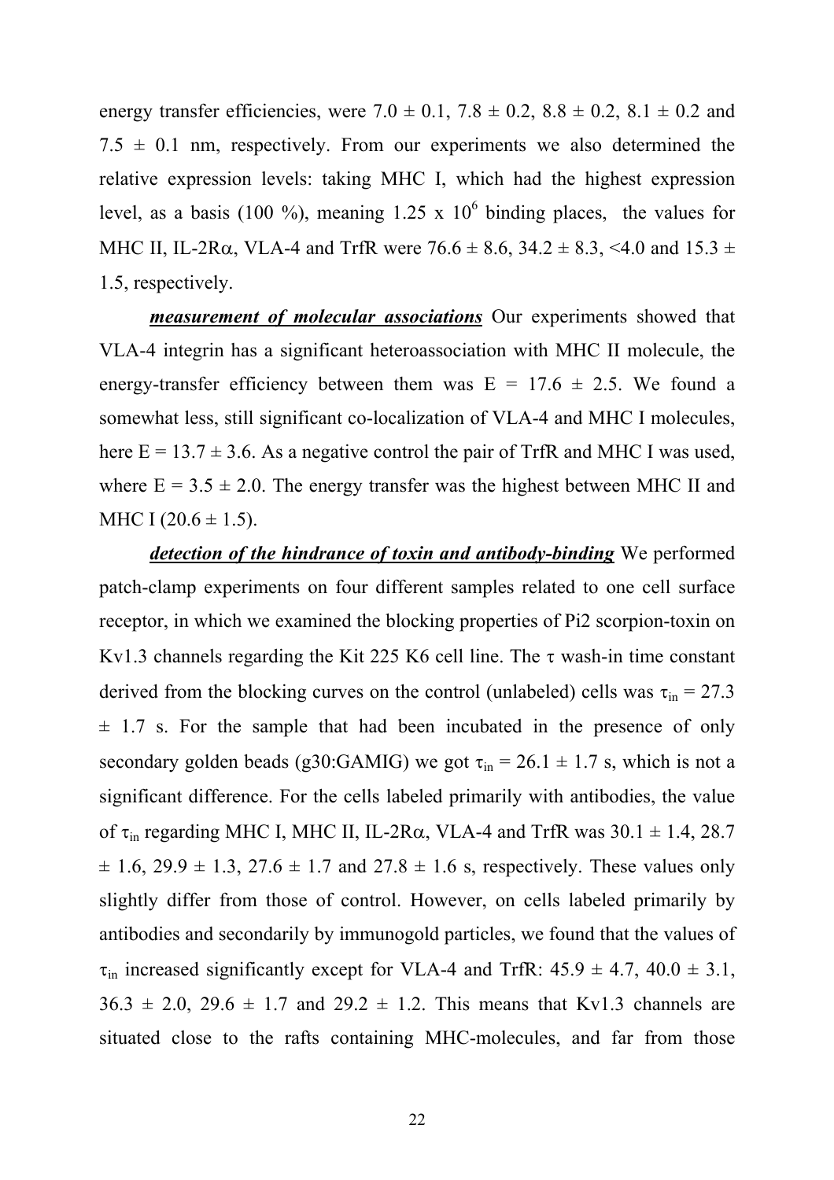energy transfer efficiencies, were 7.0 ± 0.1, 7.8 ± 0.2, 8.8 ± 0.2, 8.1 ± 0.2 and 7.5 ± 0.1 nm, respectively. From our experiments we also determined the relative expression levels: taking MHC I, which had the highest expression level, as a basis (100 %), meaning 1.25 x $10^6$ binding places, the values for MHC II, IL-2Rα, VLA-4 and TrfR were 76.6 ± 8.6, 34.2 ± 8.3, <4.0 and 15.3 ± 1.5, respectively.

***measurement of molecular associations*** Our experiments showed that VLA-4 integrin has a significant heteroassociation with MHC II molecule, the energy-transfer efficiency between them was E = 17.6 ± 2.5. We found a somewhat less, still significant co-localization of VLA-4 and MHC I molecules, here E = 13.7 ± 3.6. As a negative control the pair of TrfR and MHC I was used, where E = 3.5 ± 2.0. The energy transfer was the highest between MHC II and MHC I (20.6 ± 1.5).

***detection of the hindrance of toxin and antibody-binding*** We performed patch-clamp experiments on four different samples related to one cell surface receptor, in which we examined the blocking properties of Pi2 scorpion-toxin on Kv1.3 channels regarding the Kit 225 K6 cell line. The τ wash-in time constant derived from the blocking curves on the control (unlabeled) cells was $\tau_{in}$ = 27.3 ± 1.7 s. For the sample that had been incubated in the presence of only secondary golden beads (g30:GAMIG) we got $\tau_{in}$ = 26.1 ± 1.7 s, which is not a significant difference. For the cells labeled primarily with antibodies, the value of $\tau_{in}$ regarding MHC I, MHC II, IL-2Rα, VLA-4 and TrfR was 30.1 ± 1.4, 28.7 ± 1.6, 29.9 ± 1.3, 27.6 ± 1.7 and 27.8 ± 1.6 s, respectively. These values only slightly differ from those of control. However, on cells labeled primarily by antibodies and secondarily by immunogold particles, we found that the values of $\tau_{in}$ increased significantly except for VLA-4 and TrfR: 45.9 ± 4.7, 40.0 ± 3.1, 36.3 ± 2.0, 29.6 ± 1.7 and 29.2 ± 1.2. This means that Kv1.3 channels are situated close to the rafts containing MHC-molecules, and far from those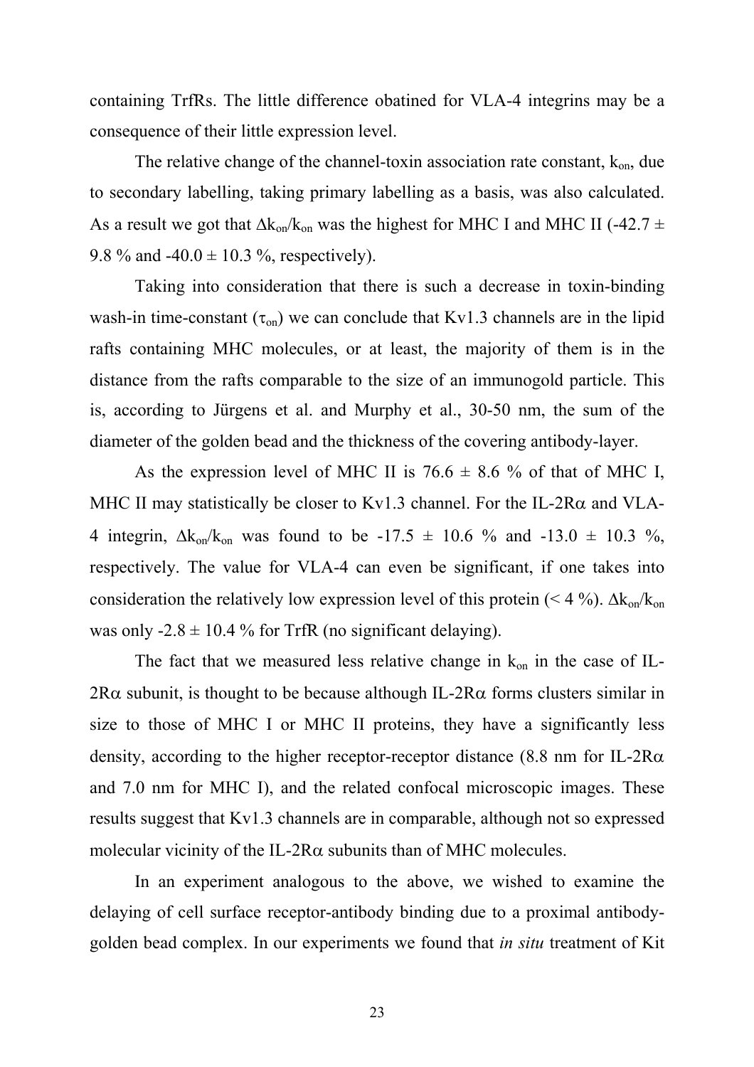containing TrfRs. The little difference obatined for VLA-4 integrins may be a consequence of their little expression level.

The relative change of the channel-toxin association rate constant, $k_{on}$, due to secondary labelling, taking primary labelling as a basis, was also calculated. As a result we got that $\Delta k_{on}/k_{on}$ was the highest for MHC I and MHC II (-42.7 ± 9.8 % and -40.0 ± 10.3 %, respectively).

Taking into consideration that there is such a decrease in toxin-binding wash-in time-constant ($\tau_{on}$) we can conclude that Kv1.3 channels are in the lipid rafts containing MHC molecules, or at least, the majority of them is in the distance from the rafts comparable to the size of an immunogold particle. This is, according to Jürgens et al. and Murphy et al., 30-50 nm, the sum of the diameter of the golden bead and the thickness of the covering antibody-layer.

As the expression level of MHC II is 76.6 ± 8.6 % of that of MHC I, MHC II may statistically be closer to Kv1.3 channel. For the IL-2R$\alpha$ and VLA-4 integrin, $\Delta k_{on}/k_{on}$ was found to be -17.5 ± 10.6 % and -13.0 ± 10.3 %, respectively. The value for VLA-4 can even be significant, if one takes into consideration the relatively low expression level of this protein (< 4 %). $\Delta k_{on}/k_{on}$ was only -2.8 ± 10.4 % for TrfR (no significant delaying).

The fact that we measured less relative change in $k_{on}$ in the case of IL-2R$\alpha$ subunit, is thought to be because although IL-2R$\alpha$ forms clusters similar in size to those of MHC I or MHC II proteins, they have a significantly less density, according to the higher receptor-receptor distance (8.8 nm for IL-2R$\alpha$ and 7.0 nm for MHC I), and the related confocal microscopic images. These results suggest that Kv1.3 channels are in comparable, although not so expressed molecular vicinity of the IL-2R$\alpha$ subunits than of MHC molecules.

In an experiment analogous to the above, we wished to examine the delaying of cell surface receptor-antibody binding due to a proximal antibody-golden bead complex. In our experiments we found that *in situ* treatment of Kit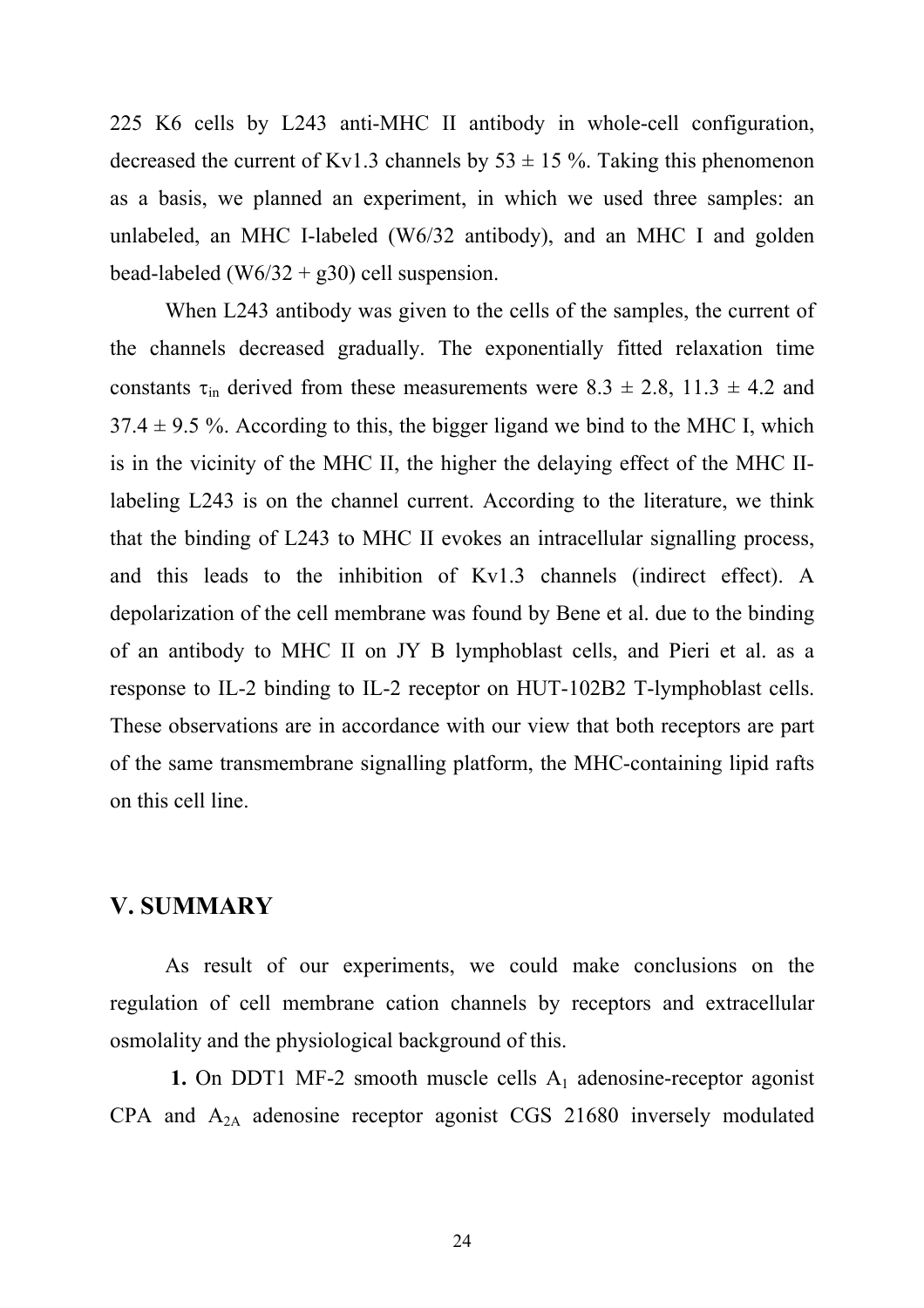225 K6 cells by L243 anti-MHC II antibody in whole-cell configuration, decreased the current of Kv1.3 channels by 53 ± 15 %. Taking this phenomenon as a basis, we planned an experiment, in which we used three samples: an unlabeled, an MHC I-labeled (W6/32 antibody), and an MHC I and golden bead-labeled (W6/32 + g30) cell suspension.

When L243 antibody was given to the cells of the samples, the current of the channels decreased gradually. The exponentially fitted relaxation time constants $\tau_{in}$ derived from these measurements were 8.3 ± 2.8, 11.3 ± 4.2 and 37.4 ± 9.5 %. According to this, the bigger ligand we bind to the MHC I, which is in the vicinity of the MHC II, the higher the delaying effect of the MHC II-labeling L243 is on the channel current. According to the literature, we think that the binding of L243 to MHC II evokes an intracellular signalling process, and this leads to the inhibition of Kv1.3 channels (indirect effect). A depolarization of the cell membrane was found by Bene et al. due to the binding of an antibody to MHC II on JY B lymphoblast cells, and Pieri et al. as a response to IL-2 binding to IL-2 receptor on HUT-102B2 T-lymphoblast cells. These observations are in accordance with our view that both receptors are part of the same transmembrane signalling platform, the MHC-containing lipid rafts on this cell line.

## V. SUMMARY

As result of our experiments, we could make conclusions on the regulation of cell membrane cation channels by receptors and extracellular osmolality and the physiological background of this.

**1.** On DDT1 MF-2 smooth muscle cells $A_1$ adenosine-receptor agonist CPA and $A_{2A}$ adenosine receptor agonist CGS 21680 inversely modulated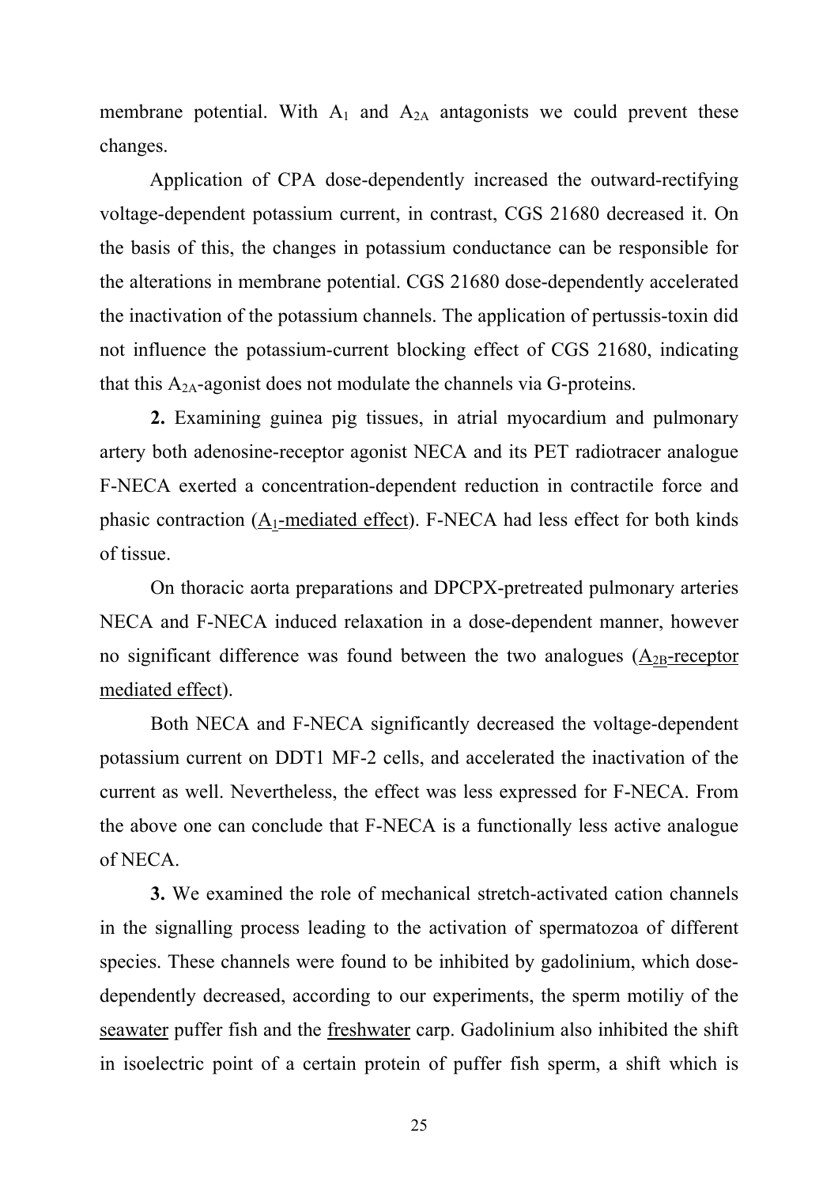membrane potential. With $A_1$ and $A_{2A}$ antagonists we could prevent these changes.

Application of CPA dose-dependently increased the outward-rectifying voltage-dependent potassium current, in contrast, CGS 21680 decreased it. On the basis of this, the changes in potassium conductance can be responsible for the alterations in membrane potential. CGS 21680 dose-dependently accelerated the inactivation of the potassium channels. The application of pertussis-toxin did not influence the potassium-current blocking effect of CGS 21680, indicating that this $A_{2A}$-agonist does not modulate the channels via G-proteins.

**2.** Examining guinea pig tissues, in atrial myocardium and pulmonary artery both adenosine-receptor agonist NECA and its PET radiotracer analogue F-NECA exerted a concentration-dependent reduction in contractile force and phasic contraction (<u>$A_1$-mediated effect</u>). F-NECA had less effect for both kinds of tissue.

On thoracic aorta preparations and DPCPX-pretreated pulmonary arteries NECA and F-NECA induced relaxation in a dose-dependent manner, however no significant difference was found between the two analogues (<u>$A_{2B}$-receptor mediated effect</u>).

Both NECA and F-NECA significantly decreased the voltage-dependent potassium current on DDT1 MF-2 cells, and accelerated the inactivation of the current as well. Nevertheless, the effect was less expressed for F-NECA. From the above one can conclude that F-NECA is a functionally less active analogue of NECA.

**3.** We examined the role of mechanical stretch-activated cation channels in the signalling process leading to the activation of spermatozoa of different species. These channels were found to be inhibited by gadolinium, which dose-dependently decreased, according to our experiments, the sperm motiliy of the <u>seawater</u> puffer fish and the <u>freshwater</u> carp. Gadolinium also inhibited the shift in isoelectric point of a certain protein of puffer fish sperm, a shift which is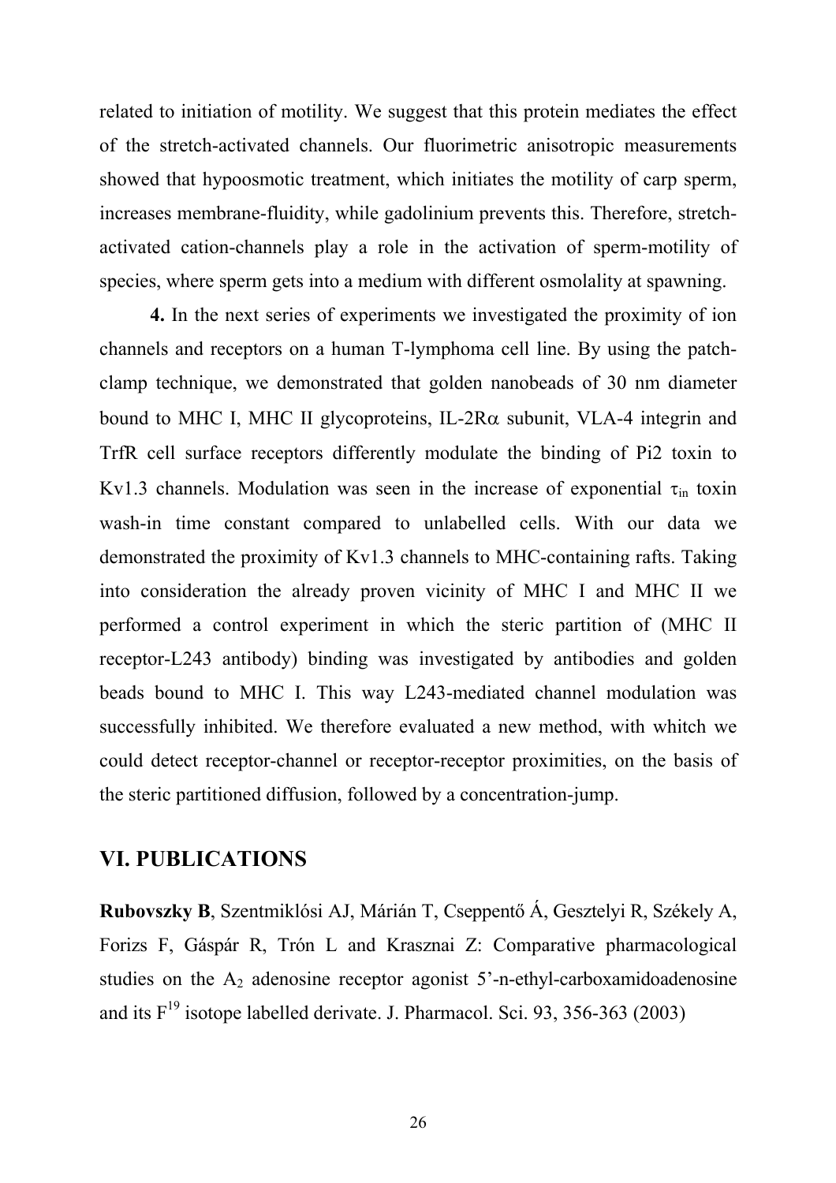related to initiation of motility. We suggest that this protein mediates the effect of the stretch-activated channels. Our fluorimetric anisotropic measurements showed that hypoosmotic treatment, which initiates the motility of carp sperm, increases membrane-fluidity, while gadolinium prevents this. Therefore, stretch-activated cation-channels play a role in the activation of sperm-motility of species, where sperm gets into a medium with different osmolality at spawning.

**4.** In the next series of experiments we investigated the proximity of ion channels and receptors on a human T-lymphoma cell line. By using the patch-clamp technique, we demonstrated that golden nanobeads of 30 nm diameter bound to MHC I, MHC II glycoproteins, IL-2R$\alpha$ subunit, VLA-4 integrin and TrfR cell surface receptors differently modulate the binding of Pi2 toxin to Kv1.3 channels. Modulation was seen in the increase of exponential $\tau_{in}$ toxin wash-in time constant compared to unlabelled cells. With our data we demonstrated the proximity of Kv1.3 channels to MHC-containing rafts. Taking into consideration the already proven vicinity of MHC I and MHC II we performed a control experiment in which the steric partition of (MHC II receptor-L243 antibody) binding was investigated by antibodies and golden beads bound to MHC I. This way L243-mediated channel modulation was successfully inhibited. We therefore evaluated a new method, with whitch we could detect receptor-channel or receptor-receptor proximities, on the basis of the steric partitioned diffusion, followed by a concentration-jump.

## VI. PUBLICATIONS

**Rubovszky B**, Szentmiklósi AJ, Márián T, Cseppentő Á, Gesztelyi R, Székely A, Forizs F, Gáspár R, Trón L and Krasznai Z: Comparative pharmacological studies on the $A_2$ adenosine receptor agonist 5'-n-ethyl-carboxamidoadenosine and its $F^{19}$ isotope labelled derivate. J. Pharmacol. Sci. 93, 356-363 (2003)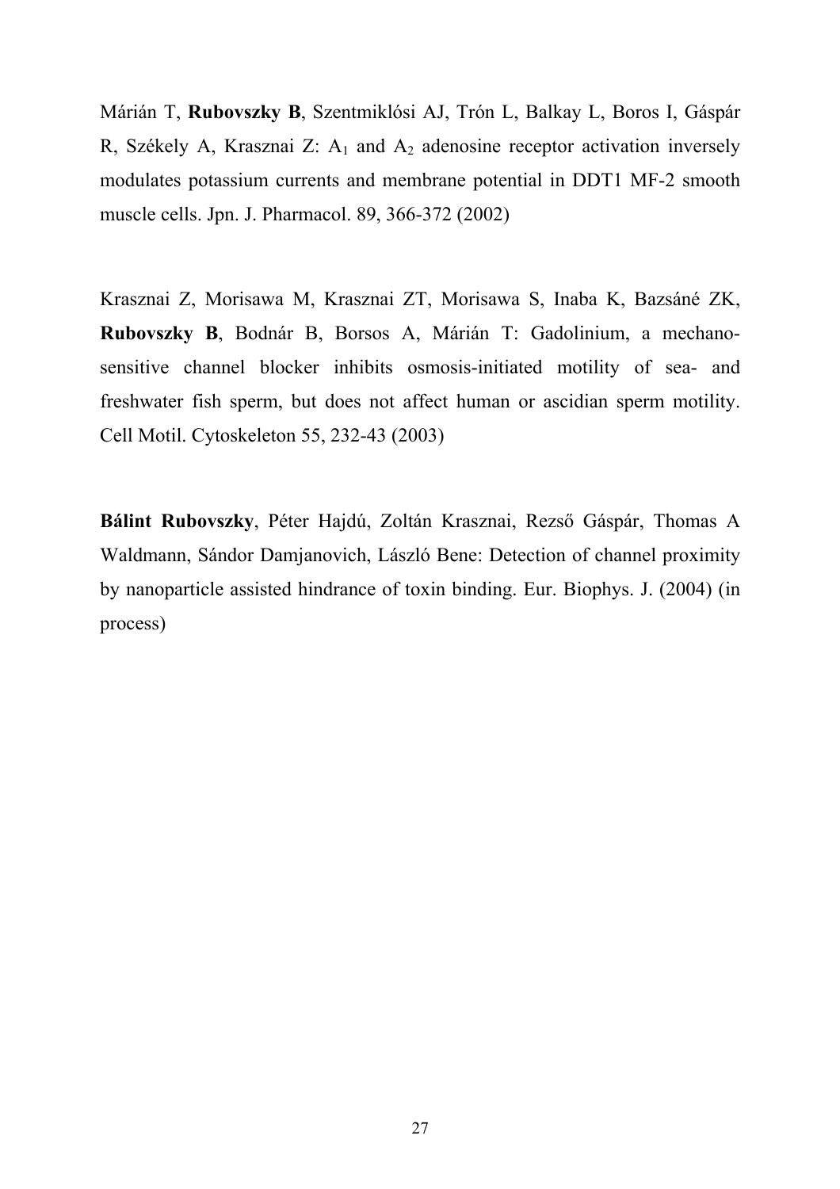Márián T, **Rubovszky B**, Szentmiklósi AJ, Trón L, Balkay L, Boros I, Gáspár R, Székely A, Krasznai Z: $A_1$ and $A_2$ adenosine receptor activation inversely modulates potassium currents and membrane potential in DDT1 MF-2 smooth muscle cells. Jpn. J. Pharmacol. 89, 366-372 (2002)

Krasznai Z, Morisawa M, Krasznai ZT, Morisawa S, Inaba K, Bazsáné ZK, **Rubovszky B**, Bodnár B, Borsos A, Márián T: Gadolinium, a mechano-sensitive channel blocker inhibits osmosis-initiated motility of sea- and freshwater fish sperm, but does not affect human or ascidian sperm motility. Cell Motil. Cytoskeleton 55, 232-43 (2003)

**Bálint Rubovszky**, Péter Hajdú, Zoltán Krasznai, Rezső Gáspár, Thomas A Waldmann, Sándor Damjanovich, László Bene: Detection of channel proximity by nanoparticle assisted hindrance of toxin binding. Eur. Biophys. J. (2004) (in process)